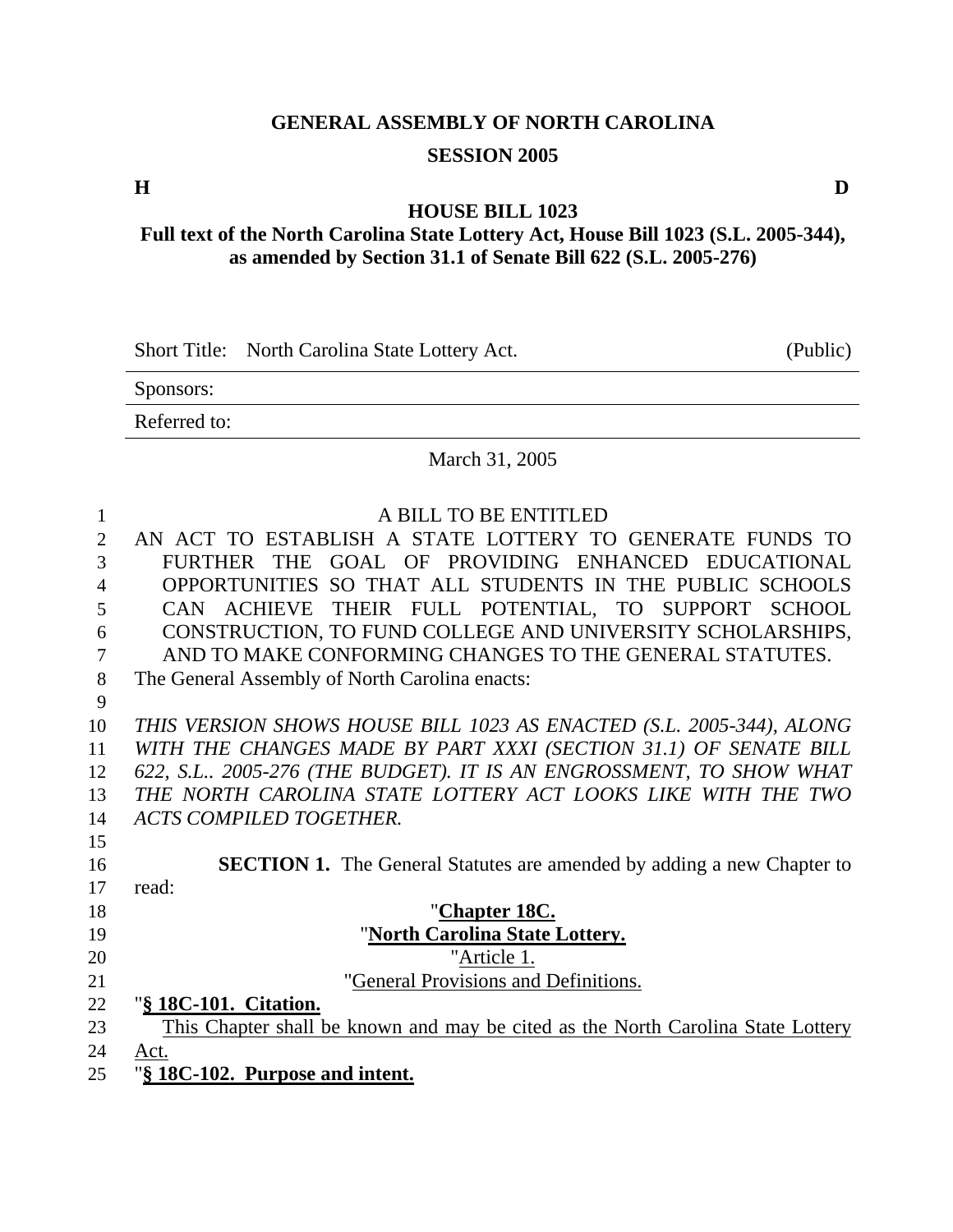**GENERAL ASSEMBLY OF NORTH CAROLINA**

**SESSION 2005**

**H** **D**

**HOUSE BILL 1023**

**Full text of the North Carolina State Lottery Act, House Bill 1023 (S.L. 2005-344), as amended by Section 31.1 of Senate Bill 622 (S.L. 2005-276)**

| Short Title: North Carolina State Lottery Act. | (Public) |
|---|---|
| Sponsors: | |
| Referred to: | |

March 31, 2005

A BILL TO BE ENTITLED

AN ACT TO ESTABLISH A STATE LOTTERY TO GENERATE FUNDS TO FURTHER THE GOAL OF PROVIDING ENHANCED EDUCATIONAL OPPORTUNITIES SO THAT ALL STUDENTS IN THE PUBLIC SCHOOLS CAN ACHIEVE THEIR FULL POTENTIAL, TO SUPPORT SCHOOL CONSTRUCTION, TO FUND COLLEGE AND UNIVERSITY SCHOLARSHIPS, AND TO MAKE CONFORMING CHANGES TO THE GENERAL STATUTES.

The General Assembly of North Carolina enacts:

*THIS VERSION SHOWS HOUSE BILL 1023 AS ENACTED (S.L. 2005-344), ALONG WITH THE CHANGES MADE BY PART XXXI (SECTION 31.1) OF SENATE BILL 622, S.L.. 2005-276 (THE BUDGET). IT IS AN ENGROSSMENT, TO SHOW WHAT THE NORTH CAROLINA STATE LOTTERY ACT LOOKS LIKE WITH THE TWO ACTS COMPILED TOGETHER.*

**SECTION 1.** The General Statutes are amended by adding a new Chapter to read:

"**Chapter 18C.**

"**North Carolina State Lottery.**

"Article 1.

"General Provisions and Definitions.

"**§ 18C-101. Citation.**

This Chapter shall be known and may be cited as the North Carolina State Lottery Act.

"**§ 18C-102. Purpose and intent.**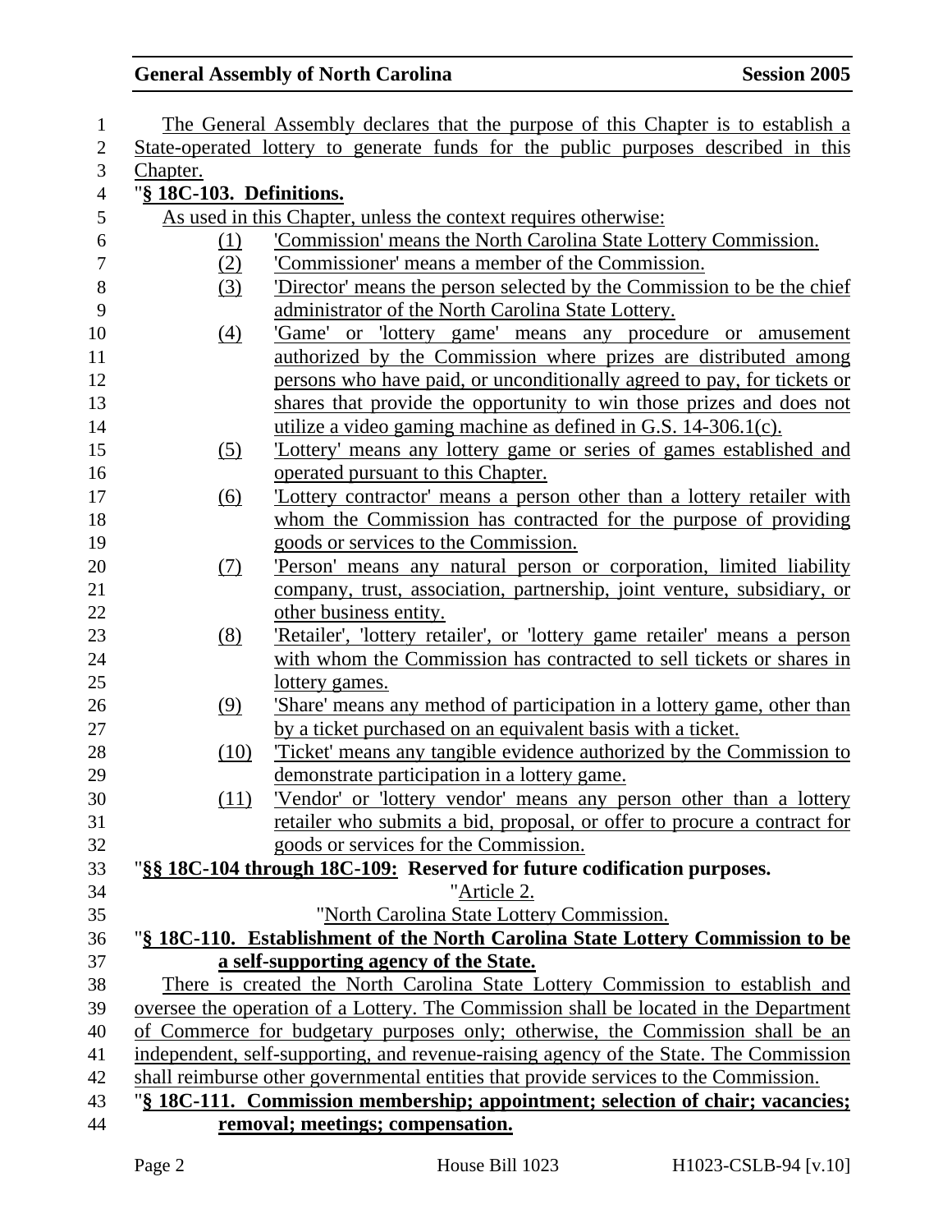The General Assembly declares that the purpose of this Chapter is to establish a State-operated lottery to generate funds for the public purposes described in this Chapter.

"**§ 18C-103. Definitions.**

As used in this Chapter, unless the context requires otherwise:

(1) 'Commission' means the North Carolina State Lottery Commission.

(2) 'Commissioner' means a member of the Commission.

(3) 'Director' means the person selected by the Commission to be the chief administrator of the North Carolina State Lottery.

(4) 'Game' or 'lottery game' means any procedure or amusement authorized by the Commission where prizes are distributed among persons who have paid, or unconditionally agreed to pay, for tickets or shares that provide the opportunity to win those prizes and does not utilize a video gaming machine as defined in G.S. 14-306.1(c).

(5) 'Lottery' means any lottery game or series of games established and operated pursuant to this Chapter.

(6) 'Lottery contractor' means a person other than a lottery retailer with whom the Commission has contracted for the purpose of providing goods or services to the Commission.

(7) 'Person' means any natural person or corporation, limited liability company, trust, association, partnership, joint venture, subsidiary, or other business entity.

(8) 'Retailer', 'lottery retailer', or 'lottery game retailer' means a person with whom the Commission has contracted to sell tickets or shares in lottery games.

(9) 'Share' means any method of participation in a lottery game, other than by a ticket purchased on an equivalent basis with a ticket.

(10) 'Ticket' means any tangible evidence authorized by the Commission to demonstrate participation in a lottery game.

(11) 'Vendor' or 'lottery vendor' means any person other than a lottery retailer who submits a bid, proposal, or offer to procure a contract for goods or services for the Commission.

"**§§ 18C-104 through 18C-109: Reserved for future codification purposes.**

"Article 2.

"North Carolina State Lottery Commission.

"**§ 18C-110. Establishment of the North Carolina State Lottery Commission to be a self-supporting agency of the State.**

There is created the North Carolina State Lottery Commission to establish and oversee the operation of a Lottery. The Commission shall be located in the Department of Commerce for budgetary purposes only; otherwise, the Commission shall be an independent, self-supporting, and revenue-raising agency of the State. The Commission shall reimburse other governmental entities that provide services to the Commission.

"**§ 18C-111. Commission membership; appointment; selection of chair; vacancies; removal; meetings; compensation.**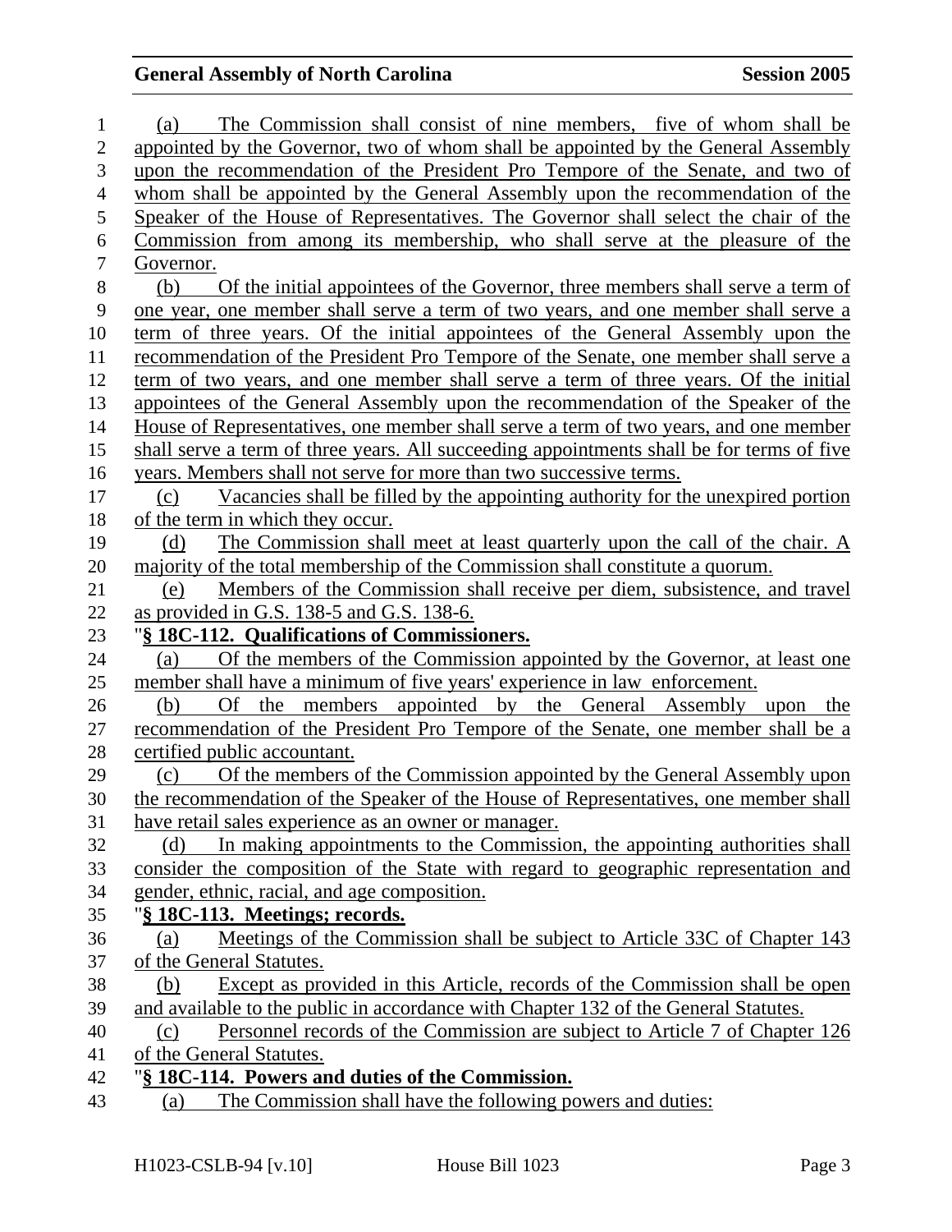(a) The Commission shall consist of nine members, five of whom shall be appointed by the Governor, two of whom shall be appointed by the General Assembly upon the recommendation of the President Pro Tempore of the Senate, and two of whom shall be appointed by the General Assembly upon the recommendation of the Speaker of the House of Representatives. The Governor shall select the chair of the Commission from among its membership, who shall serve at the pleasure of the Governor.

(b) Of the initial appointees of the Governor, three members shall serve a term of one year, one member shall serve a term of two years, and one member shall serve a term of three years. Of the initial appointees of the General Assembly upon the recommendation of the President Pro Tempore of the Senate, one member shall serve a term of two years, and one member shall serve a term of three years. Of the initial appointees of the General Assembly upon the recommendation of the Speaker of the House of Representatives, one member shall serve a term of two years, and one member shall serve a term of three years. All succeeding appointments shall be for terms of five years. Members shall not serve for more than two successive terms.

(c) Vacancies shall be filled by the appointing authority for the unexpired portion of the term in which they occur.

(d) The Commission shall meet at least quarterly upon the call of the chair. A majority of the total membership of the Commission shall constitute a quorum.

(e) Members of the Commission shall receive per diem, subsistence, and travel as provided in G.S. 138-5 and G.S. 138-6.

"**§ 18C-112. Qualifications of Commissioners.**

(a) Of the members of the Commission appointed by the Governor, at least one member shall have a minimum of five years' experience in law enforcement.

(b) Of the members appointed by the General Assembly upon the recommendation of the President Pro Tempore of the Senate, one member shall be a certified public accountant.

(c) Of the members of the Commission appointed by the General Assembly upon the recommendation of the Speaker of the House of Representatives, one member shall have retail sales experience as an owner or manager.

(d) In making appointments to the Commission, the appointing authorities shall consider the composition of the State with regard to geographic representation and gender, ethnic, racial, and age composition.

"**§ 18C-113. Meetings; records.**

(a) Meetings of the Commission shall be subject to Article 33C of Chapter 143 of the General Statutes.

(b) Except as provided in this Article, records of the Commission shall be open and available to the public in accordance with Chapter 132 of the General Statutes.

(c) Personnel records of the Commission are subject to Article 7 of Chapter 126 of the General Statutes.

"**§ 18C-114. Powers and duties of the Commission.**

(a) The Commission shall have the following powers and duties: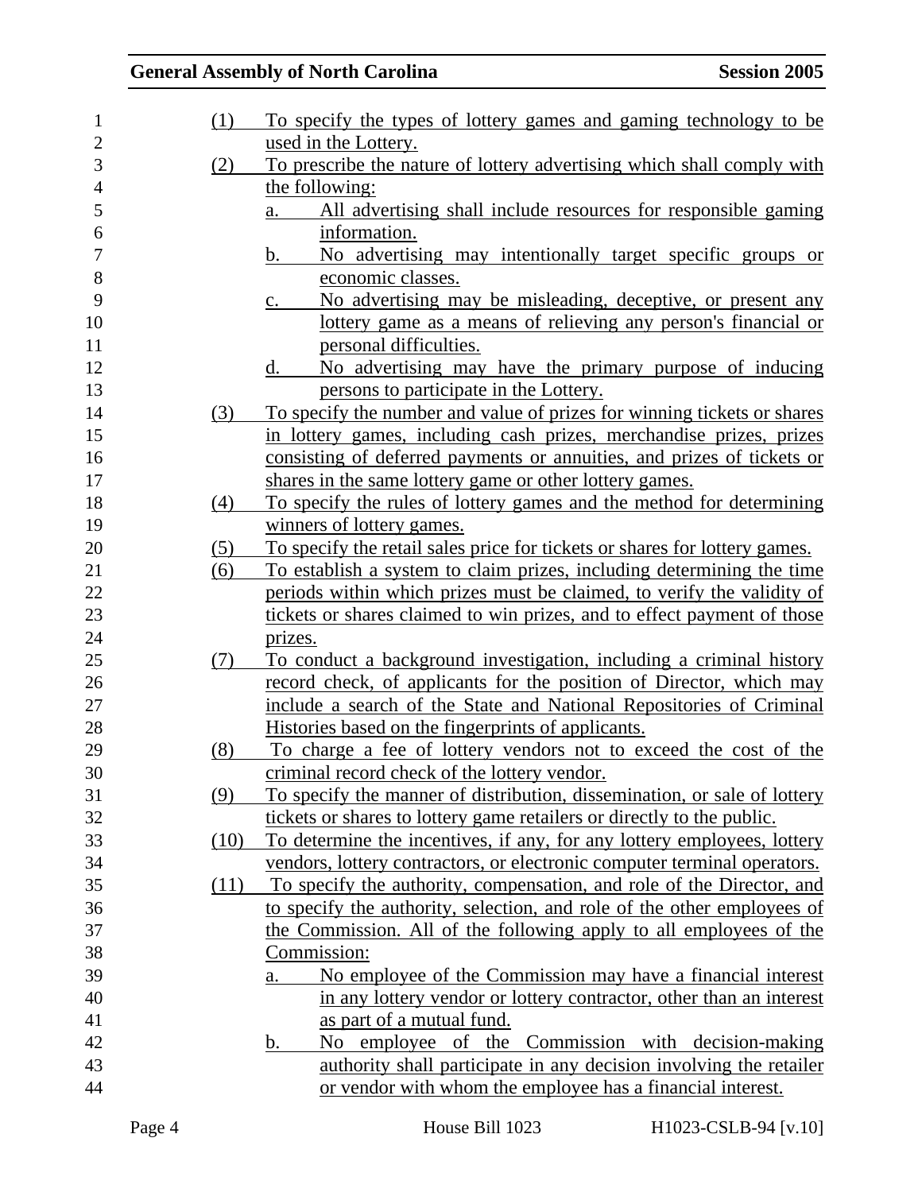(1) To specify the types of lottery games and gaming technology to be used in the Lottery.

(2) To prescribe the nature of lottery advertising which shall comply with the following:

   a. All advertising shall include resources for responsible gaming information.

   b. No advertising may intentionally target specific groups or economic classes.

   c. No advertising may be misleading, deceptive, or present any lottery game as a means of relieving any person's financial or personal difficulties.

   d. No advertising may have the primary purpose of inducing persons to participate in the Lottery.

(3) To specify the number and value of prizes for winning tickets or shares in lottery games, including cash prizes, merchandise prizes, prizes consisting of deferred payments or annuities, and prizes of tickets or shares in the same lottery game or other lottery games.

(4) To specify the rules of lottery games and the method for determining winners of lottery games.

(5) To specify the retail sales price for tickets or shares for lottery games.

(6) To establish a system to claim prizes, including determining the time periods within which prizes must be claimed, to verify the validity of tickets or shares claimed to win prizes, and to effect payment of those prizes.

(7) To conduct a background investigation, including a criminal history record check, of applicants for the position of Director, which may include a search of the State and National Repositories of Criminal Histories based on the fingerprints of applicants.

(8) To charge a fee of lottery vendors not to exceed the cost of the criminal record check of the lottery vendor.

(9) To specify the manner of distribution, dissemination, or sale of lottery tickets or shares to lottery game retailers or directly to the public.

(10) To determine the incentives, if any, for any lottery employees, lottery vendors, lottery contractors, or electronic computer terminal operators.

(11) To specify the authority, compensation, and role of the Director, and to specify the authority, selection, and role of the other employees of the Commission. All of the following apply to all employees of the Commission:

   a. No employee of the Commission may have a financial interest in any lottery vendor or lottery contractor, other than an interest as part of a mutual fund.

   b. No employee of the Commission with decision-making authority shall participate in any decision involving the retailer or vendor with whom the employee has a financial interest.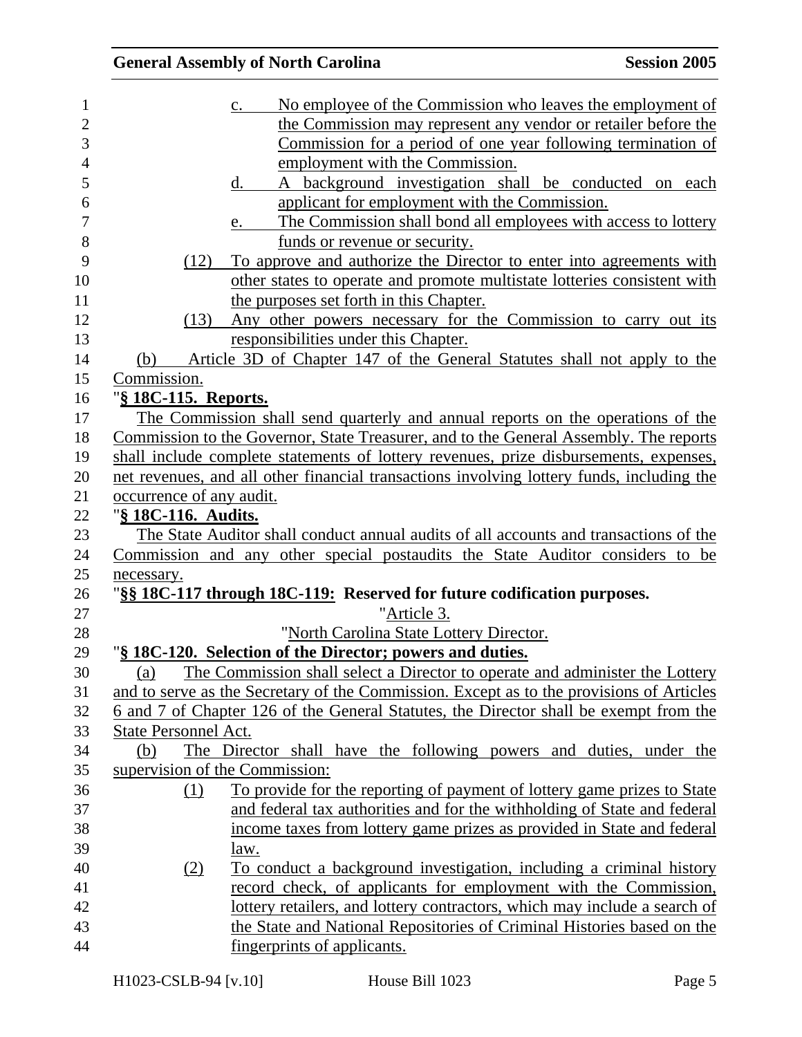c. No employee of the Commission who leaves the employment of the Commission may represent any vendor or retailer before the Commission for a period of one year following termination of employment with the Commission.

d. A background investigation shall be conducted on each applicant for employment with the Commission.

e. The Commission shall bond all employees with access to lottery funds or revenue or security.

(12) To approve and authorize the Director to enter into agreements with other states to operate and promote multistate lotteries consistent with the purposes set forth in this Chapter.

(13) Any other powers necessary for the Commission to carry out its responsibilities under this Chapter.

(b) Article 3D of Chapter 147 of the General Statutes shall not apply to the Commission.

"**§ 18C-115. Reports.**

The Commission shall send quarterly and annual reports on the operations of the Commission to the Governor, State Treasurer, and to the General Assembly. The reports shall include complete statements of lottery revenues, prize disbursements, expenses, net revenues, and all other financial transactions involving lottery funds, including the occurrence of any audit.

"**§ 18C-116. Audits.**

The State Auditor shall conduct annual audits of all accounts and transactions of the Commission and any other special postaudits the State Auditor considers to be necessary.

"**§§ 18C-117 through 18C-119: Reserved for future codification purposes.**

"Article 3.

"North Carolina State Lottery Director.

"**§ 18C-120. Selection of the Director; powers and duties.**

(a) The Commission shall select a Director to operate and administer the Lottery and to serve as the Secretary of the Commission. Except as to the provisions of Articles 6 and 7 of Chapter 126 of the General Statutes, the Director shall be exempt from the State Personnel Act.

(b) The Director shall have the following powers and duties, under the supervision of the Commission:

(1) To provide for the reporting of payment of lottery game prizes to State and federal tax authorities and for the withholding of State and federal income taxes from lottery game prizes as provided in State and federal law.

(2) To conduct a background investigation, including a criminal history record check, of applicants for employment with the Commission, lottery retailers, and lottery contractors, which may include a search of the State and National Repositories of Criminal Histories based on the fingerprints of applicants.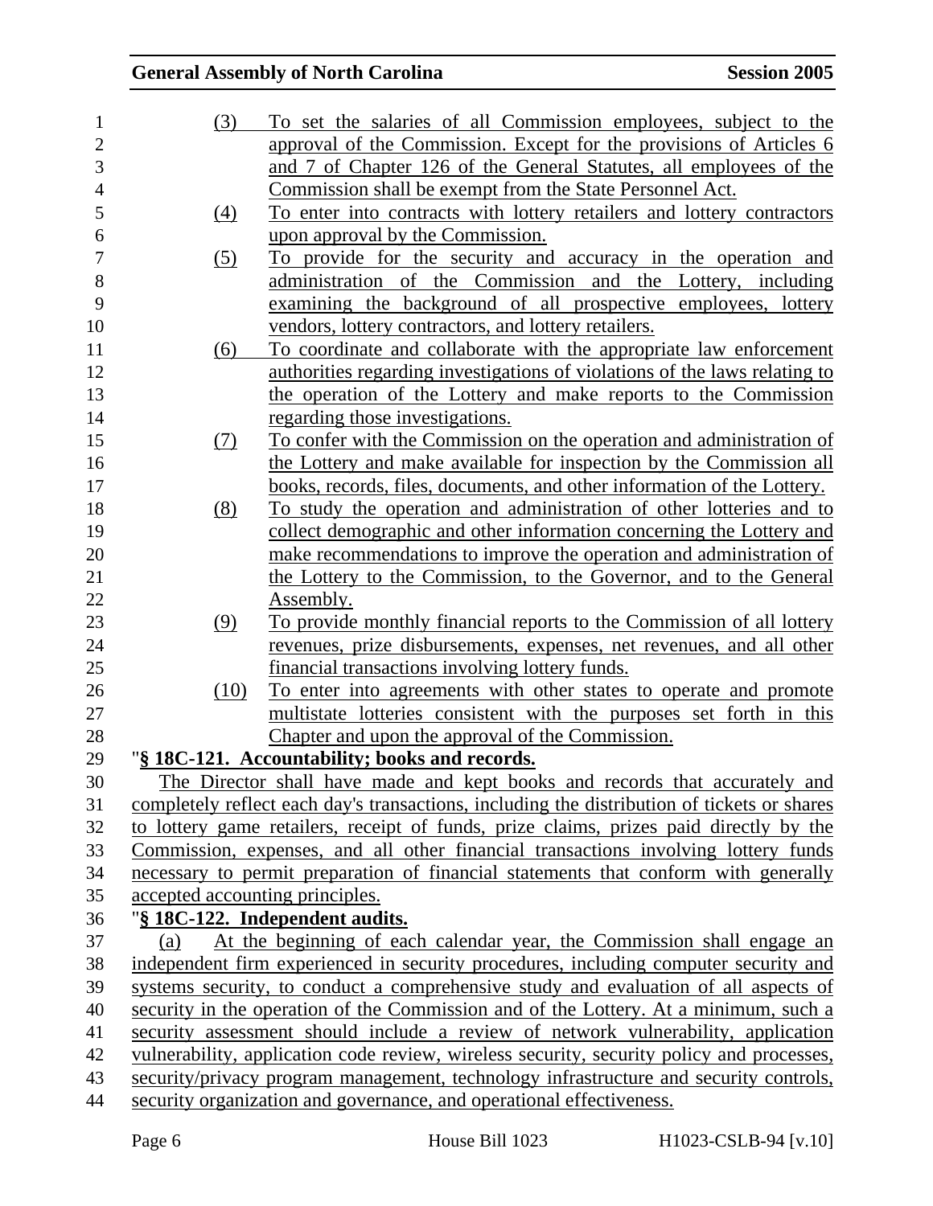(3) To set the salaries of all Commission employees, subject to the approval of the Commission. Except for the provisions of Articles 6 and 7 of Chapter 126 of the General Statutes, all employees of the Commission shall be exempt from the State Personnel Act.

(4) To enter into contracts with lottery retailers and lottery contractors upon approval by the Commission.

(5) To provide for the security and accuracy in the operation and administration of the Commission and the Lottery, including examining the background of all prospective employees, lottery vendors, lottery contractors, and lottery retailers.

(6) To coordinate and collaborate with the appropriate law enforcement authorities regarding investigations of violations of the laws relating to the operation of the Lottery and make reports to the Commission regarding those investigations.

(7) To confer with the Commission on the operation and administration of the Lottery and make available for inspection by the Commission all books, records, files, documents, and other information of the Lottery.

(8) To study the operation and administration of other lotteries and to collect demographic and other information concerning the Lottery and make recommendations to improve the operation and administration of the Lottery to the Commission, to the Governor, and to the General Assembly.

(9) To provide monthly financial reports to the Commission of all lottery revenues, prize disbursements, expenses, net revenues, and all other financial transactions involving lottery funds.

(10) To enter into agreements with other states to operate and promote multistate lotteries consistent with the purposes set forth in this Chapter and upon the approval of the Commission.

"**§ 18C-121. Accountability; books and records.**

The Director shall have made and kept books and records that accurately and completely reflect each day's transactions, including the distribution of tickets or shares to lottery game retailers, receipt of funds, prize claims, prizes paid directly by the Commission, expenses, and all other financial transactions involving lottery funds necessary to permit preparation of financial statements that conform with generally accepted accounting principles.

"**§ 18C-122. Independent audits.**

(a) At the beginning of each calendar year, the Commission shall engage an independent firm experienced in security procedures, including computer security and systems security, to conduct a comprehensive study and evaluation of all aspects of security in the operation of the Commission and of the Lottery. At a minimum, such a security assessment should include a review of network vulnerability, application vulnerability, application code review, wireless security, security policy and processes, security/privacy program management, technology infrastructure and security controls, security organization and governance, and operational effectiveness.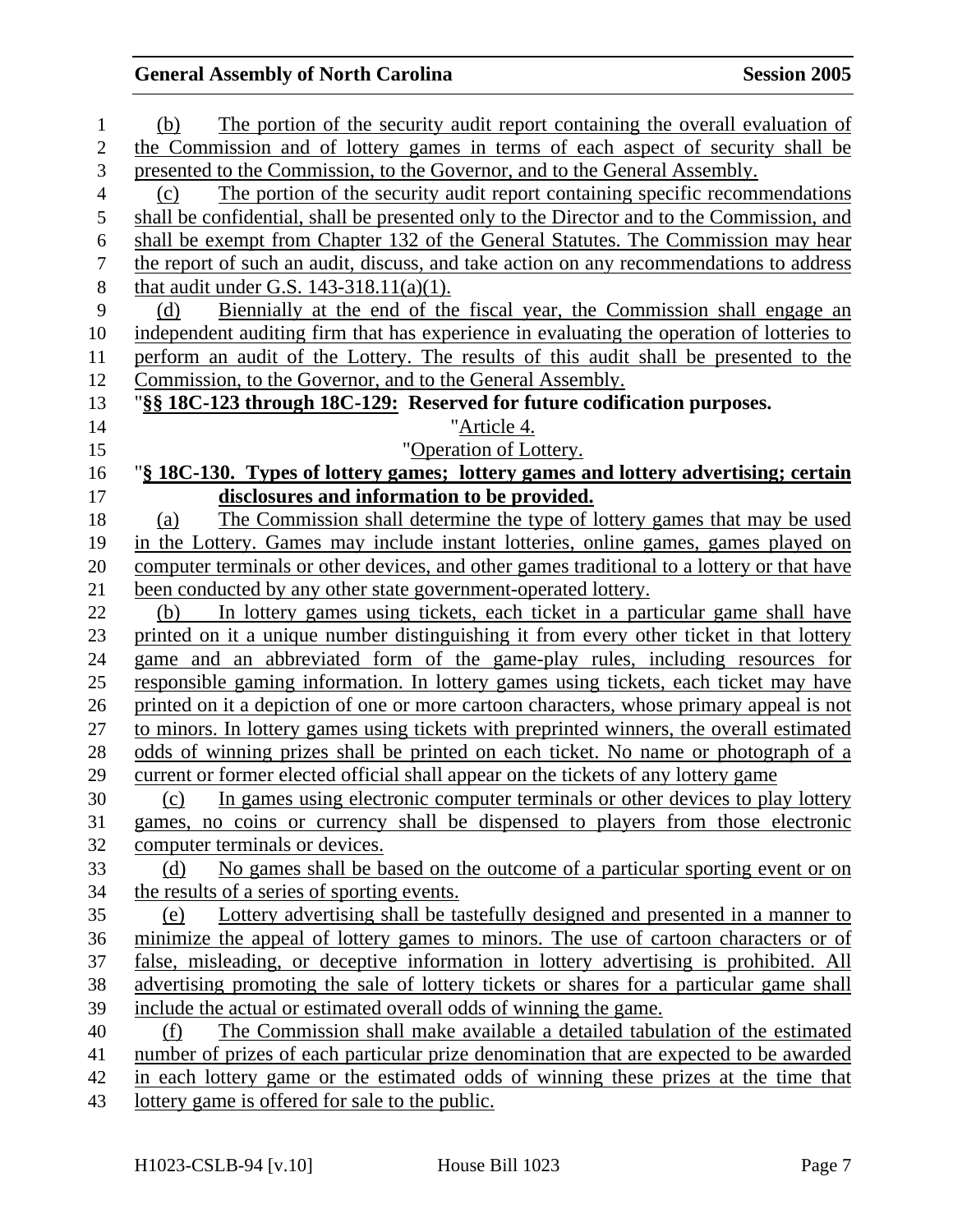(b) The portion of the security audit report containing the overall evaluation of the Commission and of lottery games in terms of each aspect of security shall be presented to the Commission, to the Governor, and to the General Assembly.

(c) The portion of the security audit report containing specific recommendations shall be confidential, shall be presented only to the Director and to the Commission, and shall be exempt from Chapter 132 of the General Statutes. The Commission may hear the report of such an audit, discuss, and take action on any recommendations to address that audit under G.S. 143-318.11(a)(1).

(d) Biennially at the end of the fiscal year, the Commission shall engage an independent auditing firm that has experience in evaluating the operation of lotteries to perform an audit of the Lottery. The results of this audit shall be presented to the Commission, to the Governor, and to the General Assembly.

"**§§ 18C-123 through 18C-129: Reserved for future codification purposes.**

"Article 4.

"Operation of Lottery.

"**§ 18C-130. Types of lottery games; lottery games and lottery advertising; certain disclosures and information to be provided.**

(a) The Commission shall determine the type of lottery games that may be used in the Lottery. Games may include instant lotteries, online games, games played on computer terminals or other devices, and other games traditional to a lottery or that have been conducted by any other state government-operated lottery.

(b) In lottery games using tickets, each ticket in a particular game shall have printed on it a unique number distinguishing it from every other ticket in that lottery game and an abbreviated form of the game-play rules, including resources for responsible gaming information. In lottery games using tickets, each ticket may have printed on it a depiction of one or more cartoon characters, whose primary appeal is not to minors. In lottery games using tickets with preprinted winners, the overall estimated odds of winning prizes shall be printed on each ticket. No name or photograph of a current or former elected official shall appear on the tickets of any lottery game

(c) In games using electronic computer terminals or other devices to play lottery games, no coins or currency shall be dispensed to players from those electronic computer terminals or devices.

(d) No games shall be based on the outcome of a particular sporting event or on the results of a series of sporting events.

(e) Lottery advertising shall be tastefully designed and presented in a manner to minimize the appeal of lottery games to minors. The use of cartoon characters or of false, misleading, or deceptive information in lottery advertising is prohibited. All advertising promoting the sale of lottery tickets or shares for a particular game shall include the actual or estimated overall odds of winning the game.

(f) The Commission shall make available a detailed tabulation of the estimated number of prizes of each particular prize denomination that are expected to be awarded in each lottery game or the estimated odds of winning these prizes at the time that lottery game is offered for sale to the public.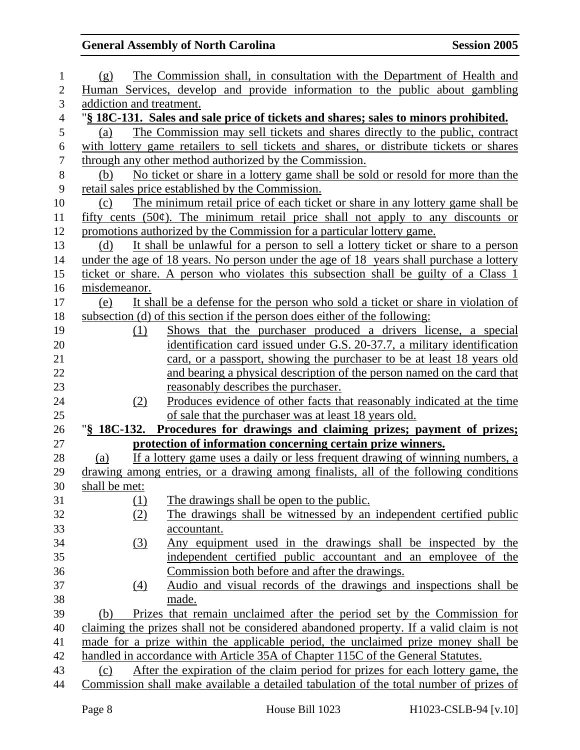(g) The Commission shall, in consultation with the Department of Health and Human Services, develop and provide information to the public about gambling addiction and treatment.

"**§ 18C-131. Sales and sale price of tickets and shares; sales to minors prohibited.**

(a) The Commission may sell tickets and shares directly to the public, contract with lottery game retailers to sell tickets and shares, or distribute tickets or shares through any other method authorized by the Commission.

(b) No ticket or share in a lottery game shall be sold or resold for more than the retail sales price established by the Commission.

(c) The minimum retail price of each ticket or share in any lottery game shall be fifty cents (50¢). The minimum retail price shall not apply to any discounts or promotions authorized by the Commission for a particular lottery game.

(d) It shall be unlawful for a person to sell a lottery ticket or share to a person under the age of 18 years. No person under the age of 18 years shall purchase a lottery ticket or share. A person who violates this subsection shall be guilty of a Class 1 misdemeanor.

(e) It shall be a defense for the person who sold a ticket or share in violation of subsection (d) of this section if the person does either of the following:

(1) Shows that the purchaser produced a drivers license, a special identification card issued under G.S. 20-37.7, a military identification card, or a passport, showing the purchaser to be at least 18 years old and bearing a physical description of the person named on the card that reasonably describes the purchaser.

(2) Produces evidence of other facts that reasonably indicated at the time of sale that the purchaser was at least 18 years old.

"**§ 18C-132. Procedures for drawings and claiming prizes; payment of prizes; protection of information concerning certain prize winners.**

(a) If a lottery game uses a daily or less frequent drawing of winning numbers, a drawing among entries, or a drawing among finalists, all of the following conditions shall be met:

(1) The drawings shall be open to the public.

(2) The drawings shall be witnessed by an independent certified public accountant.

(3) Any equipment used in the drawings shall be inspected by the independent certified public accountant and an employee of the Commission both before and after the drawings.

(4) Audio and visual records of the drawings and inspections shall be made.

(b) Prizes that remain unclaimed after the period set by the Commission for claiming the prizes shall not be considered abandoned property. If a valid claim is not made for a prize within the applicable period, the unclaimed prize money shall be handled in accordance with Article 35A of Chapter 115C of the General Statutes.

(c) After the expiration of the claim period for prizes for each lottery game, the Commission shall make available a detailed tabulation of the total number of prizes of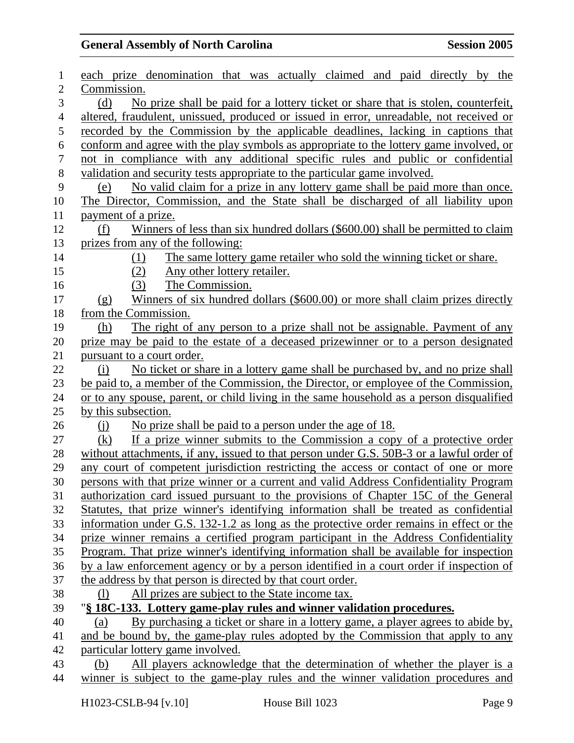each prize denomination that was actually claimed and paid directly by the Commission.

(d) No prize shall be paid for a lottery ticket or share that is stolen, counterfeit, altered, fraudulent, unissued, produced or issued in error, unreadable, not received or recorded by the Commission by the applicable deadlines, lacking in captions that conform and agree with the play symbols as appropriate to the lottery game involved, or not in compliance with any additional specific rules and public or confidential validation and security tests appropriate to the particular game involved.

(e) No valid claim for a prize in any lottery game shall be paid more than once. The Director, Commission, and the State shall be discharged of all liability upon payment of a prize.

(f) Winners of less than six hundred dollars ($600.00) shall be permitted to claim prizes from any of the following:

(1) The same lottery game retailer who sold the winning ticket or share.
(2) Any other lottery retailer.
(3) The Commission.

(g) Winners of six hundred dollars ($600.00) or more shall claim prizes directly from the Commission.

(h) The right of any person to a prize shall not be assignable. Payment of any prize may be paid to the estate of a deceased prizewinner or to a person designated pursuant to a court order.

(i) No ticket or share in a lottery game shall be purchased by, and no prize shall be paid to, a member of the Commission, the Director, or employee of the Commission, or to any spouse, parent, or child living in the same household as a person disqualified by this subsection.

(j) No prize shall be paid to a person under the age of 18.

(k) If a prize winner submits to the Commission a copy of a protective order without attachments, if any, issued to that person under G.S. 50B-3 or a lawful order of any court of competent jurisdiction restricting the access or contact of one or more persons with that prize winner or a current and valid Address Confidentiality Program authorization card issued pursuant to the provisions of Chapter 15C of the General Statutes, that prize winner's identifying information shall be treated as confidential information under G.S. 132-1.2 as long as the protective order remains in effect or the prize winner remains a certified program participant in the Address Confidentiality Program. That prize winner's identifying information shall be available for inspection by a law enforcement agency or by a person identified in a court order if inspection of the address by that person is directed by that court order.

(l) All prizes are subject to the State income tax.

"**§ 18C-133. Lottery game-play rules and winner validation procedures.**

(a) By purchasing a ticket or share in a lottery game, a player agrees to abide by, and be bound by, the game-play rules adopted by the Commission that apply to any particular lottery game involved.

(b) All players acknowledge that the determination of whether the player is a winner is subject to the game-play rules and the winner validation procedures and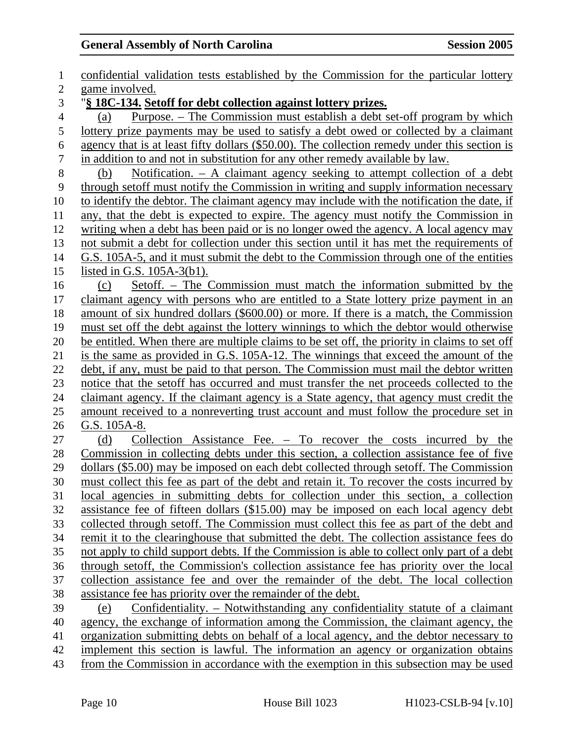confidential validation tests established by the Commission for the particular lottery game involved.

"**§ 18C-134. Setoff for debt collection against lottery prizes.**

(a) Purpose. – The Commission must establish a debt set-off program by which lottery prize payments may be used to satisfy a debt owed or collected by a claimant agency that is at least fifty dollars ($50.00). The collection remedy under this section is in addition to and not in substitution for any other remedy available by law.

(b) Notification. – A claimant agency seeking to attempt collection of a debt through setoff must notify the Commission in writing and supply information necessary to identify the debtor. The claimant agency may include with the notification the date, if any, that the debt is expected to expire. The agency must notify the Commission in writing when a debt has been paid or is no longer owed the agency. A local agency may not submit a debt for collection under this section until it has met the requirements of G.S. 105A-5, and it must submit the debt to the Commission through one of the entities listed in G.S. 105A-3(b1).

(c) Setoff. – The Commission must match the information submitted by the claimant agency with persons who are entitled to a State lottery prize payment in an amount of six hundred dollars ($600.00) or more. If there is a match, the Commission must set off the debt against the lottery winnings to which the debtor would otherwise be entitled. When there are multiple claims to be set off, the priority in claims to set off is the same as provided in G.S. 105A-12. The winnings that exceed the amount of the debt, if any, must be paid to that person. The Commission must mail the debtor written notice that the setoff has occurred and must transfer the net proceeds collected to the claimant agency. If the claimant agency is a State agency, that agency must credit the amount received to a nonreverting trust account and must follow the procedure set in G.S. 105A-8.

(d) Collection Assistance Fee. – To recover the costs incurred by the Commission in collecting debts under this section, a collection assistance fee of five dollars ($5.00) may be imposed on each debt collected through setoff. The Commission must collect this fee as part of the debt and retain it. To recover the costs incurred by local agencies in submitting debts for collection under this section, a collection assistance fee of fifteen dollars ($15.00) may be imposed on each local agency debt collected through setoff. The Commission must collect this fee as part of the debt and remit it to the clearinghouse that submitted the debt. The collection assistance fees do not apply to child support debts. If the Commission is able to collect only part of a debt through setoff, the Commission's collection assistance fee has priority over the local collection assistance fee and over the remainder of the debt. The local collection assistance fee has priority over the remainder of the debt.

(e) Confidentiality. – Notwithstanding any confidentiality statute of a claimant agency, the exchange of information among the Commission, the claimant agency, the organization submitting debts on behalf of a local agency, and the debtor necessary to implement this section is lawful. The information an agency or organization obtains from the Commission in accordance with the exemption in this subsection may be used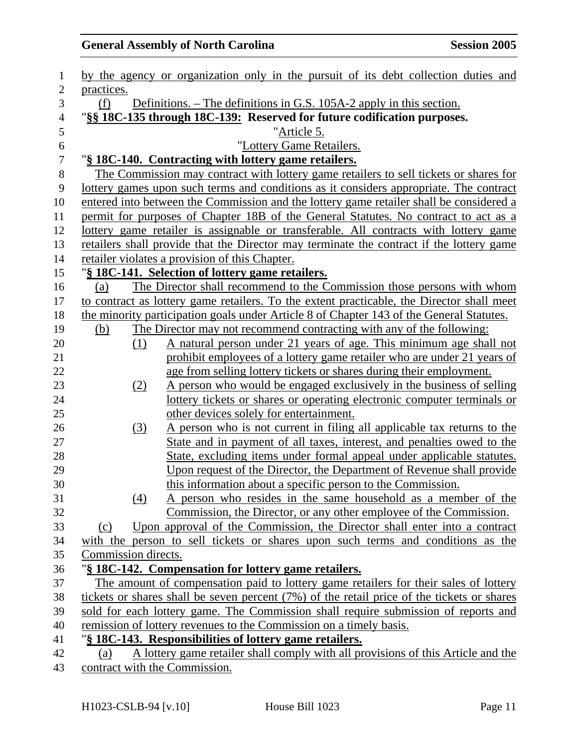by the agency or organization only in the pursuit of its debt collection duties and practices.

(f) Definitions. – The definitions in G.S. 105A-2 apply in this section.

"**§§ 18C-135 through 18C-139: Reserved for future codification purposes.**

"Article 5.

"Lottery Game Retailers.

"**§ 18C-140. Contracting with lottery game retailers.**

The Commission may contract with lottery game retailers to sell tickets or shares for lottery games upon such terms and conditions as it considers appropriate. The contract entered into between the Commission and the lottery game retailer shall be considered a permit for purposes of Chapter 18B of the General Statutes. No contract to act as a lottery game retailer is assignable or transferable. All contracts with lottery game retailers shall provide that the Director may terminate the contract if the lottery game retailer violates a provision of this Chapter.

"**§ 18C-141. Selection of lottery game retailers.**

(a) The Director shall recommend to the Commission those persons with whom to contract as lottery game retailers. To the extent practicable, the Director shall meet the minority participation goals under Article 8 of Chapter 143 of the General Statutes.

(b) The Director may not recommend contracting with any of the following:

(1) A natural person under 21 years of age. This minimum age shall not prohibit employees of a lottery game retailer who are under 21 years of age from selling lottery tickets or shares during their employment.

(2) A person who would be engaged exclusively in the business of selling lottery tickets or shares or operating electronic computer terminals or other devices solely for entertainment.

(3) A person who is not current in filing all applicable tax returns to the State and in payment of all taxes, interest, and penalties owed to the State, excluding items under formal appeal under applicable statutes. Upon request of the Director, the Department of Revenue shall provide this information about a specific person to the Commission.

(4) A person who resides in the same household as a member of the Commission, the Director, or any other employee of the Commission.

(c) Upon approval of the Commission, the Director shall enter into a contract with the person to sell tickets or shares upon such terms and conditions as the Commission directs.

"**§ 18C-142. Compensation for lottery game retailers.**

The amount of compensation paid to lottery game retailers for their sales of lottery tickets or shares shall be seven percent (7%) of the retail price of the tickets or shares sold for each lottery game. The Commission shall require submission of reports and remission of lottery revenues to the Commission on a timely basis.

"**§ 18C-143. Responsibilities of lottery game retailers.**

(a) A lottery game retailer shall comply with all provisions of this Article and the contract with the Commission.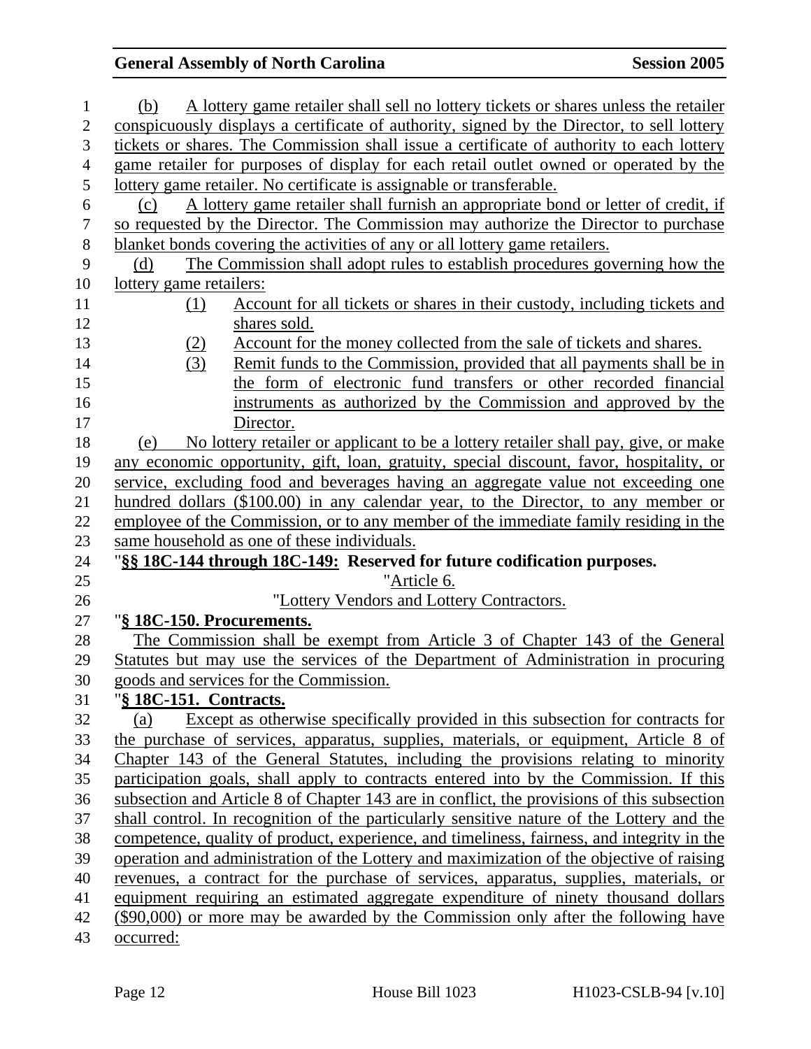(b) A lottery game retailer shall sell no lottery tickets or shares unless the retailer conspicuously displays a certificate of authority, signed by the Director, to sell lottery tickets or shares. The Commission shall issue a certificate of authority to each lottery game retailer for purposes of display for each retail outlet owned or operated by the lottery game retailer. No certificate is assignable or transferable.

(c) A lottery game retailer shall furnish an appropriate bond or letter of credit, if so requested by the Director. The Commission may authorize the Director to purchase blanket bonds covering the activities of any or all lottery game retailers.

(d) The Commission shall adopt rules to establish procedures governing how the lottery game retailers:

(1) Account for all tickets or shares in their custody, including tickets and shares sold.
(2) Account for the money collected from the sale of tickets and shares.
(3) Remit funds to the Commission, provided that all payments shall be in the form of electronic fund transfers or other recorded financial instruments as authorized by the Commission and approved by the Director.

(e) No lottery retailer or applicant to be a lottery retailer shall pay, give, or make any economic opportunity, gift, loan, gratuity, special discount, favor, hospitality, or service, excluding food and beverages having an aggregate value not exceeding one hundred dollars ($100.00) in any calendar year, to the Director, to any member or employee of the Commission, or to any member of the immediate family residing in the same household as one of these individuals.

"**§§ 18C-144 through 18C-149: Reserved for future codification purposes.**

"Article 6.

"Lottery Vendors and Lottery Contractors.

"**§ 18C-150. Procurements.**

The Commission shall be exempt from Article 3 of Chapter 143 of the General Statutes but may use the services of the Department of Administration in procuring goods and services for the Commission.

"**§ 18C-151. Contracts.**

(a) Except as otherwise specifically provided in this subsection for contracts for the purchase of services, apparatus, supplies, materials, or equipment, Article 8 of Chapter 143 of the General Statutes, including the provisions relating to minority participation goals, shall apply to contracts entered into by the Commission. If this subsection and Article 8 of Chapter 143 are in conflict, the provisions of this subsection shall control. In recognition of the particularly sensitive nature of the Lottery and the competence, quality of product, experience, and timeliness, fairness, and integrity in the operation and administration of the Lottery and maximization of the objective of raising revenues, a contract for the purchase of services, apparatus, supplies, materials, or equipment requiring an estimated aggregate expenditure of ninety thousand dollars ($90,000) or more may be awarded by the Commission only after the following have occurred: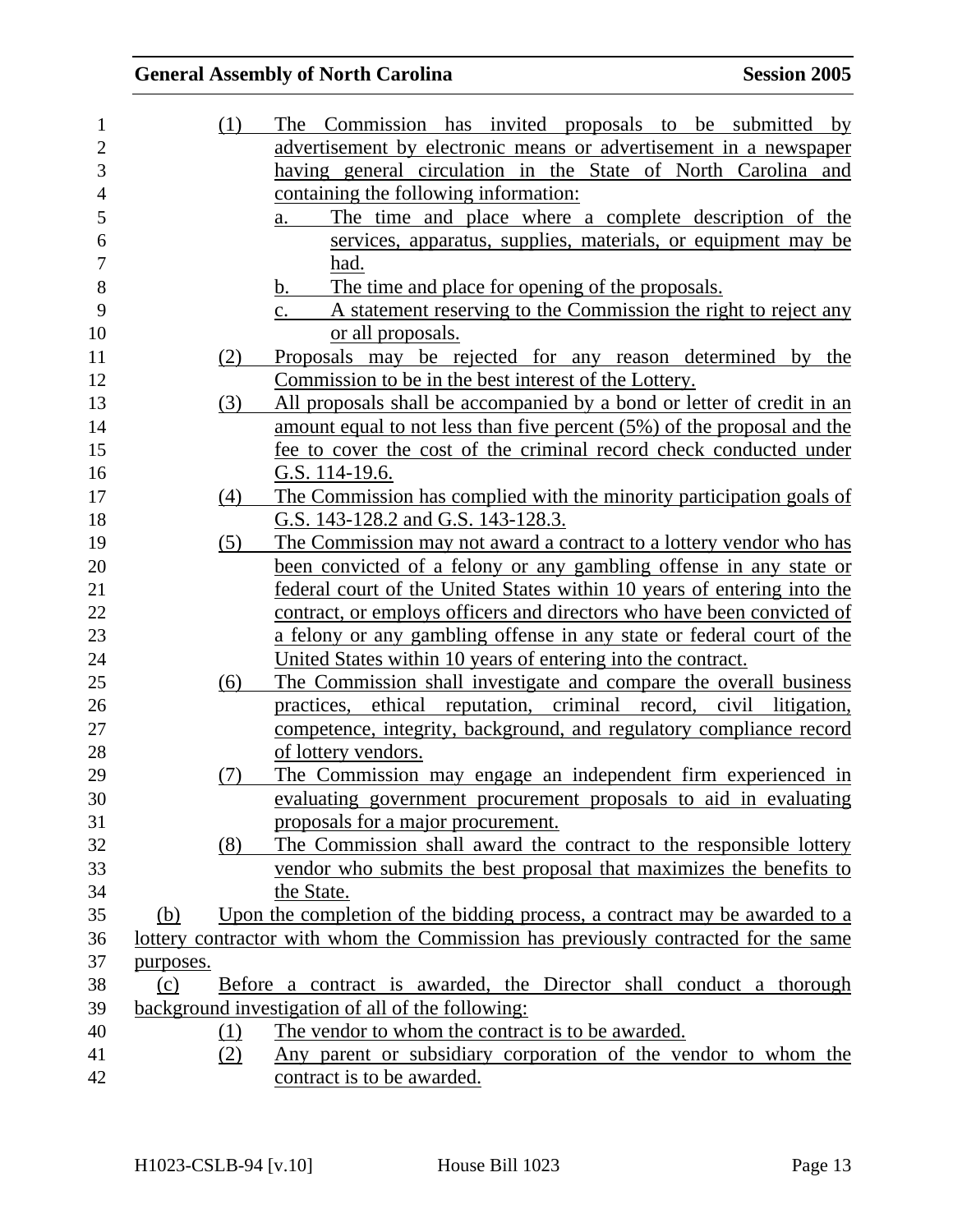(1) The Commission has invited proposals to be submitted by advertisement by electronic means or advertisement in a newspaper having general circulation in the State of North Carolina and containing the following information:

   a. The time and place where a complete description of the services, apparatus, supplies, materials, or equipment may be had.

   b. The time and place for opening of the proposals.

   c. A statement reserving to the Commission the right to reject any or all proposals.

(2) Proposals may be rejected for any reason determined by the Commission to be in the best interest of the Lottery.

(3) All proposals shall be accompanied by a bond or letter of credit in an amount equal to not less than five percent (5%) of the proposal and the fee to cover the cost of the criminal record check conducted under G.S. 114-19.6.

(4) The Commission has complied with the minority participation goals of G.S. 143-128.2 and G.S. 143-128.3.

(5) The Commission may not award a contract to a lottery vendor who has been convicted of a felony or any gambling offense in any state or federal court of the United States within 10 years of entering into the contract, or employs officers and directors who have been convicted of a felony or any gambling offense in any state or federal court of the United States within 10 years of entering into the contract.

(6) The Commission shall investigate and compare the overall business practices, ethical reputation, criminal record, civil litigation, competence, integrity, background, and regulatory compliance record of lottery vendors.

(7) The Commission may engage an independent firm experienced in evaluating government procurement proposals to aid in evaluating proposals for a major procurement.

(8) The Commission shall award the contract to the responsible lottery vendor who submits the best proposal that maximizes the benefits to the State.

(b) Upon the completion of the bidding process, a contract may be awarded to a lottery contractor with whom the Commission has previously contracted for the same purposes.

(c) Before a contract is awarded, the Director shall conduct a thorough background investigation of all of the following:

(1) The vendor to whom the contract is to be awarded.

(2) Any parent or subsidiary corporation of the vendor to whom the contract is to be awarded.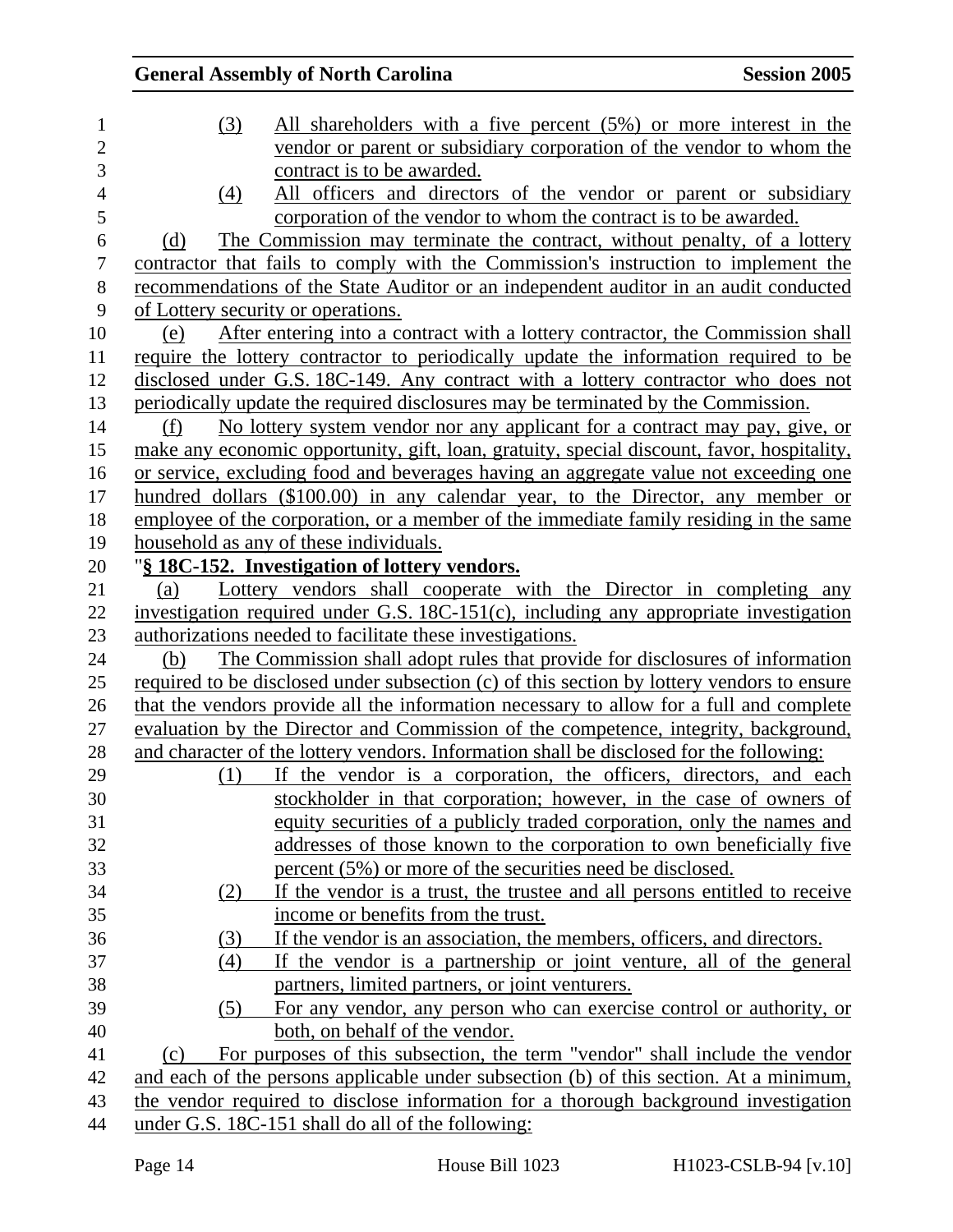(3) All shareholders with a five percent (5%) or more interest in the vendor or parent or subsidiary corporation of the vendor to whom the contract is to be awarded.

(4) All officers and directors of the vendor or parent or subsidiary corporation of the vendor to whom the contract is to be awarded.

(d) The Commission may terminate the contract, without penalty, of a lottery contractor that fails to comply with the Commission's instruction to implement the recommendations of the State Auditor or an independent auditor in an audit conducted of Lottery security or operations.

(e) After entering into a contract with a lottery contractor, the Commission shall require the lottery contractor to periodically update the information required to be disclosed under G.S. 18C-149. Any contract with a lottery contractor who does not periodically update the required disclosures may be terminated by the Commission.

(f) No lottery system vendor nor any applicant for a contract may pay, give, or make any economic opportunity, gift, loan, gratuity, special discount, favor, hospitality, or service, excluding food and beverages having an aggregate value not exceeding one hundred dollars ($100.00) in any calendar year, to the Director, any member or employee of the corporation, or a member of the immediate family residing in the same household as any of these individuals.

"**§ 18C-152. Investigation of lottery vendors.**

(a) Lottery vendors shall cooperate with the Director in completing any investigation required under G.S. 18C-151(c), including any appropriate investigation authorizations needed to facilitate these investigations.

(b) The Commission shall adopt rules that provide for disclosures of information required to be disclosed under subsection (c) of this section by lottery vendors to ensure that the vendors provide all the information necessary to allow for a full and complete evaluation by the Director and Commission of the competence, integrity, background, and character of the lottery vendors. Information shall be disclosed for the following:

(1) If the vendor is a corporation, the officers, directors, and each stockholder in that corporation; however, in the case of owners of equity securities of a publicly traded corporation, only the names and addresses of those known to the corporation to own beneficially five percent (5%) or more of the securities need be disclosed.

(2) If the vendor is a trust, the trustee and all persons entitled to receive income or benefits from the trust.

(3) If the vendor is an association, the members, officers, and directors.

(4) If the vendor is a partnership or joint venture, all of the general partners, limited partners, or joint venturers.

(5) For any vendor, any person who can exercise control or authority, or both, on behalf of the vendor.

(c) For purposes of this subsection, the term "vendor" shall include the vendor and each of the persons applicable under subsection (b) of this section. At a minimum, the vendor required to disclose information for a thorough background investigation under G.S. 18C-151 shall do all of the following: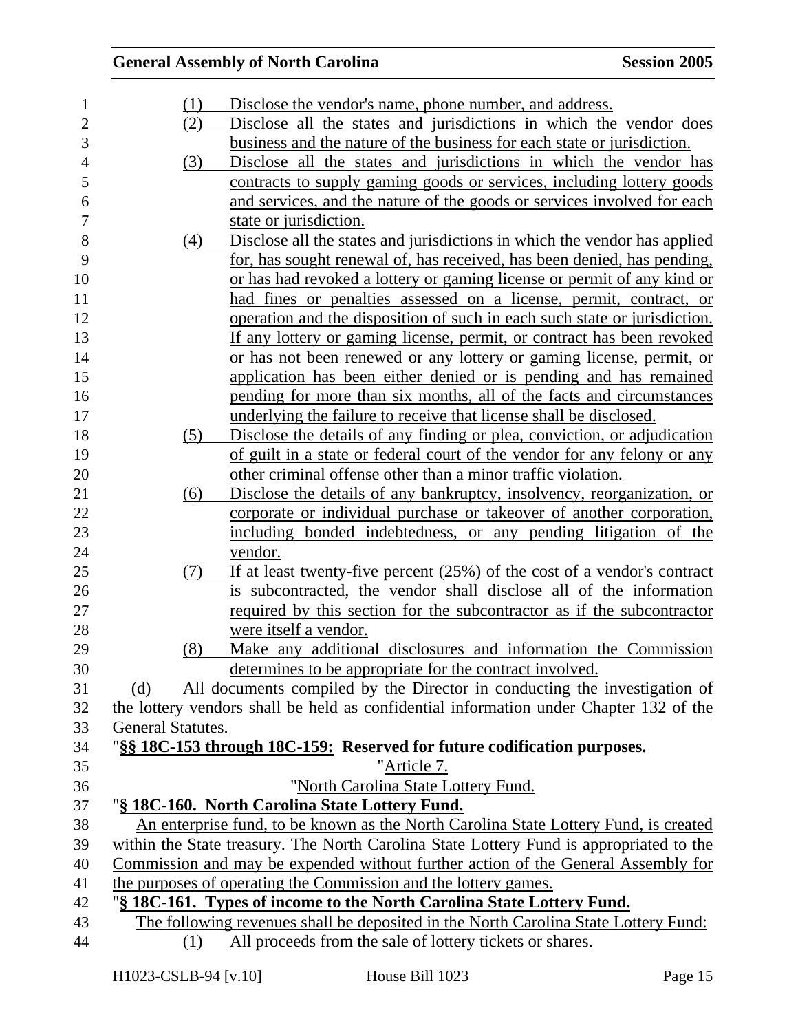(1) Disclose the vendor's name, phone number, and address.

(2) Disclose all the states and jurisdictions in which the vendor does business and the nature of the business for each state or jurisdiction.

(3) Disclose all the states and jurisdictions in which the vendor has contracts to supply gaming goods or services, including lottery goods and services, and the nature of the goods or services involved for each state or jurisdiction.

(4) Disclose all the states and jurisdictions in which the vendor has applied for, has sought renewal of, has received, has been denied, has pending, or has had revoked a lottery or gaming license or permit of any kind or had fines or penalties assessed on a license, permit, contract, or operation and the disposition of such in each such state or jurisdiction. If any lottery or gaming license, permit, or contract has been revoked or has not been renewed or any lottery or gaming license, permit, or application has been either denied or is pending and has remained pending for more than six months, all of the facts and circumstances underlying the failure to receive that license shall be disclosed.

(5) Disclose the details of any finding or plea, conviction, or adjudication of guilt in a state or federal court of the vendor for any felony or any other criminal offense other than a minor traffic violation.

(6) Disclose the details of any bankruptcy, insolvency, reorganization, or corporate or individual purchase or takeover of another corporation, including bonded indebtedness, or any pending litigation of the vendor.

(7) If at least twenty-five percent (25%) of the cost of a vendor's contract is subcontracted, the vendor shall disclose all of the information required by this section for the subcontractor as if the subcontractor were itself a vendor.

(8) Make any additional disclosures and information the Commission determines to be appropriate for the contract involved.

(d) All documents compiled by the Director in conducting the investigation of the lottery vendors shall be held as confidential information under Chapter 132 of the General Statutes.

"**§§ 18C-153 through 18C-159: Reserved for future codification purposes.**

"Article 7.

"North Carolina State Lottery Fund.

"**§ 18C-160. North Carolina State Lottery Fund.**

An enterprise fund, to be known as the North Carolina State Lottery Fund, is created within the State treasury. The North Carolina State Lottery Fund is appropriated to the Commission and may be expended without further action of the General Assembly for the purposes of operating the Commission and the lottery games.

"**§ 18C-161. Types of income to the North Carolina State Lottery Fund.**

The following revenues shall be deposited in the North Carolina State Lottery Fund:

(1) All proceeds from the sale of lottery tickets or shares.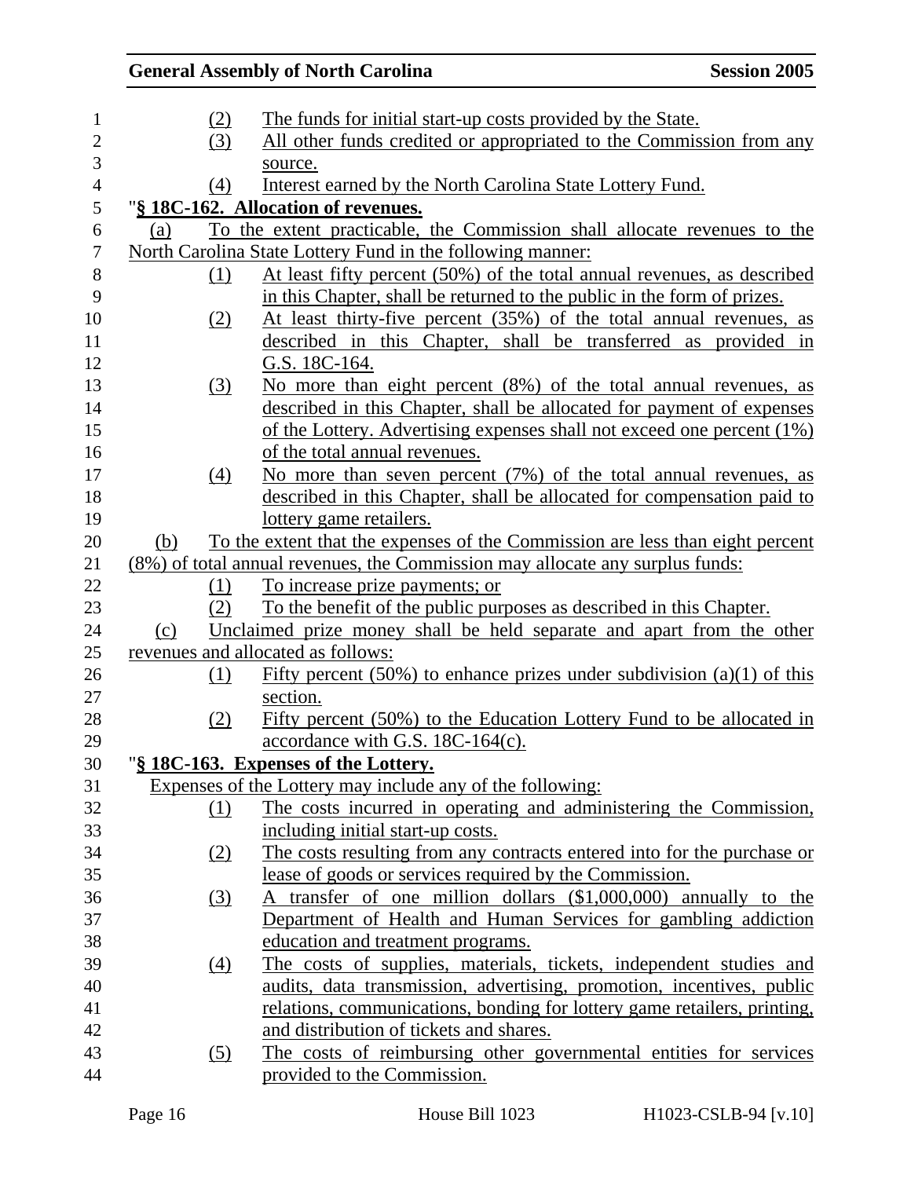(2) The funds for initial start-up costs provided by the State.

(3) All other funds credited or appropriated to the Commission from any source.

(4) Interest earned by the North Carolina State Lottery Fund.

"**§ 18C-162. Allocation of revenues.**

(a) To the extent practicable, the Commission shall allocate revenues to the North Carolina State Lottery Fund in the following manner:

(1) At least fifty percent (50%) of the total annual revenues, as described in this Chapter, shall be returned to the public in the form of prizes.

(2) At least thirty-five percent (35%) of the total annual revenues, as described in this Chapter, shall be transferred as provided in G.S. 18C-164.

(3) No more than eight percent (8%) of the total annual revenues, as described in this Chapter, shall be allocated for payment of expenses of the Lottery. Advertising expenses shall not exceed one percent (1%) of the total annual revenues.

(4) No more than seven percent (7%) of the total annual revenues, as described in this Chapter, shall be allocated for compensation paid to lottery game retailers.

(b) To the extent that the expenses of the Commission are less than eight percent (8%) of total annual revenues, the Commission may allocate any surplus funds:

(1) To increase prize payments; or

(2) To the benefit of the public purposes as described in this Chapter.

(c) Unclaimed prize money shall be held separate and apart from the other revenues and allocated as follows:

(1) Fifty percent (50%) to enhance prizes under subdivision (a)(1) of this section.

(2) Fifty percent (50%) to the Education Lottery Fund to be allocated in accordance with G.S. 18C-164(c).

"**§ 18C-163. Expenses of the Lottery.**

Expenses of the Lottery may include any of the following:

(1) The costs incurred in operating and administering the Commission, including initial start-up costs.

(2) The costs resulting from any contracts entered into for the purchase or lease of goods or services required by the Commission.

(3) A transfer of one million dollars ($1,000,000) annually to the Department of Health and Human Services for gambling addiction education and treatment programs.

(4) The costs of supplies, materials, tickets, independent studies and audits, data transmission, advertising, promotion, incentives, public relations, communications, bonding for lottery game retailers, printing, and distribution of tickets and shares.

(5) The costs of reimbursing other governmental entities for services provided to the Commission.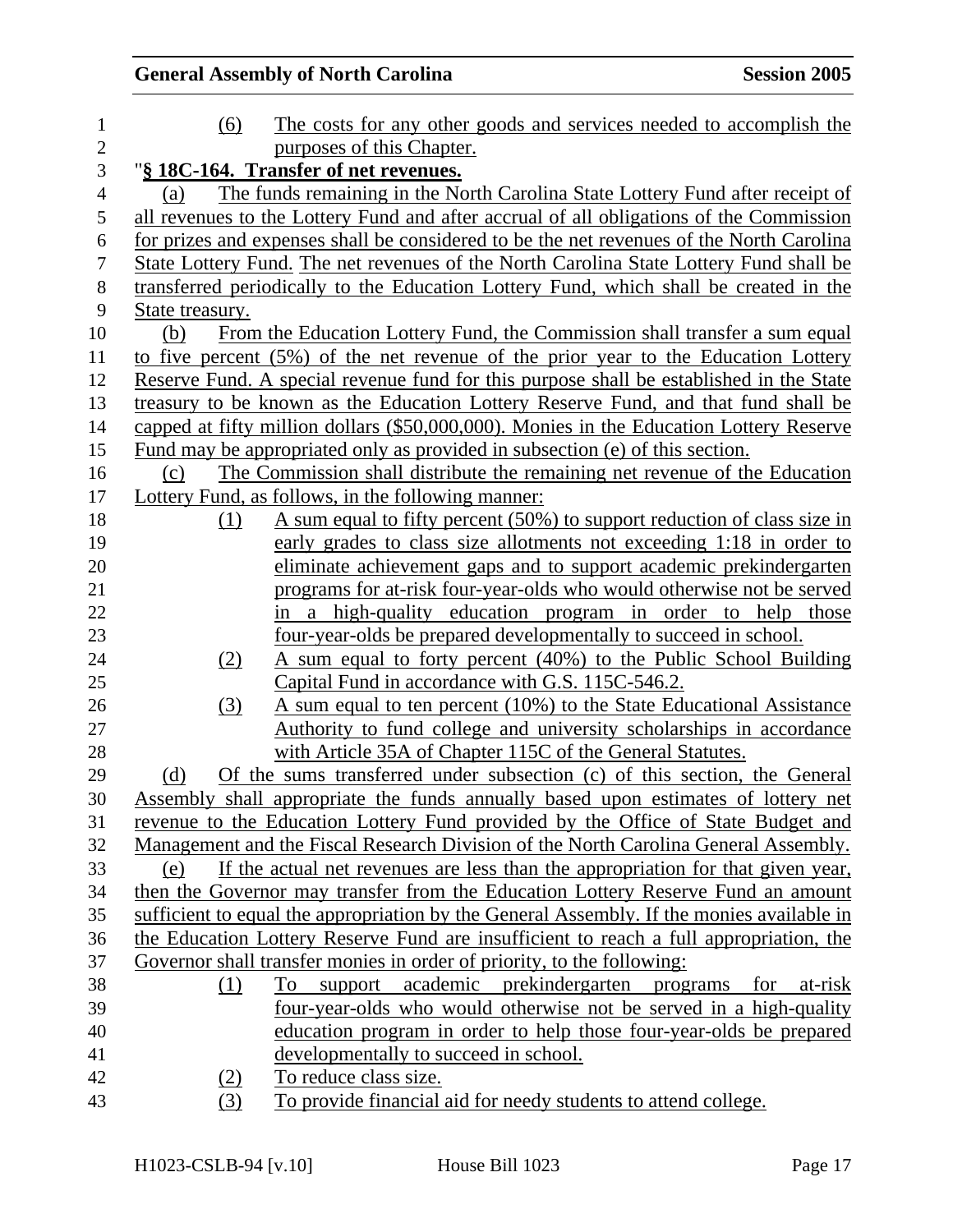(6) The costs for any other goods and services needed to accomplish the purposes of this Chapter.

"**§ 18C-164. Transfer of net revenues.**

(a) The funds remaining in the North Carolina State Lottery Fund after receipt of all revenues to the Lottery Fund and after accrual of all obligations of the Commission for prizes and expenses shall be considered to be the net revenues of the North Carolina State Lottery Fund. The net revenues of the North Carolina State Lottery Fund shall be transferred periodically to the Education Lottery Fund, which shall be created in the State treasury.

(b) From the Education Lottery Fund, the Commission shall transfer a sum equal to five percent (5%) of the net revenue of the prior year to the Education Lottery Reserve Fund. A special revenue fund for this purpose shall be established in the State treasury to be known as the Education Lottery Reserve Fund, and that fund shall be capped at fifty million dollars ($50,000,000). Monies in the Education Lottery Reserve Fund may be appropriated only as provided in subsection (e) of this section.

(c) The Commission shall distribute the remaining net revenue of the Education Lottery Fund, as follows, in the following manner:

(1) A sum equal to fifty percent (50%) to support reduction of class size in early grades to class size allotments not exceeding 1:18 in order to eliminate achievement gaps and to support academic prekindergarten programs for at-risk four-year-olds who would otherwise not be served in a high-quality education program in order to help those four-year-olds be prepared developmentally to succeed in school.

(2) A sum equal to forty percent (40%) to the Public School Building Capital Fund in accordance with G.S. 115C-546.2.

(3) A sum equal to ten percent (10%) to the State Educational Assistance Authority to fund college and university scholarships in accordance with Article 35A of Chapter 115C of the General Statutes.

(d) Of the sums transferred under subsection (c) of this section, the General Assembly shall appropriate the funds annually based upon estimates of lottery net revenue to the Education Lottery Fund provided by the Office of State Budget and Management and the Fiscal Research Division of the North Carolina General Assembly.

(e) If the actual net revenues are less than the appropriation for that given year, then the Governor may transfer from the Education Lottery Reserve Fund an amount sufficient to equal the appropriation by the General Assembly. If the monies available in the Education Lottery Reserve Fund are insufficient to reach a full appropriation, the Governor shall transfer monies in order of priority, to the following:

(1) To support academic prekindergarten programs for at-risk four-year-olds who would otherwise not be served in a high-quality education program in order to help those four-year-olds be prepared developmentally to succeed in school.

(2) To reduce class size.

(3) To provide financial aid for needy students to attend college.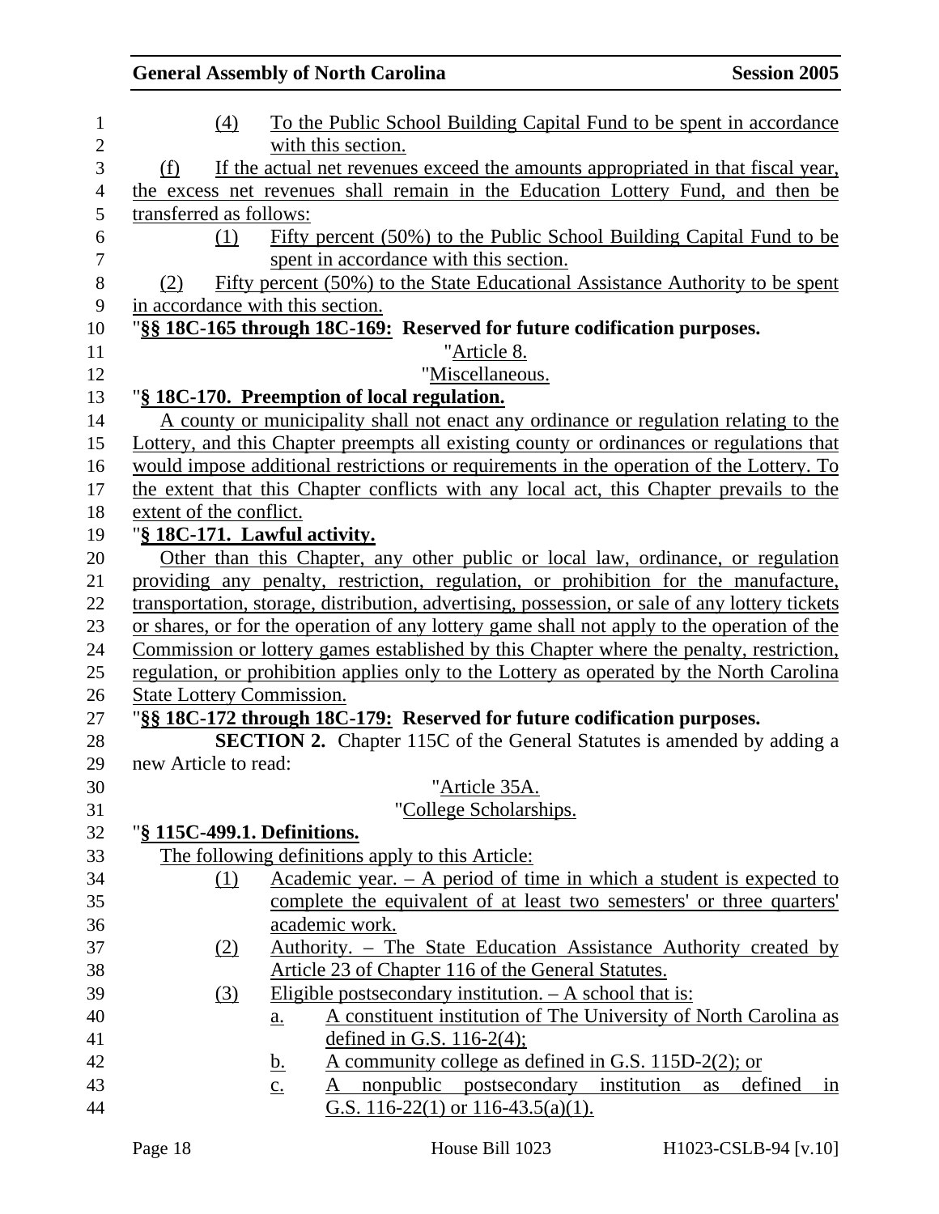(4) To the Public School Building Capital Fund to be spent in accordance with this section.

(f) If the actual net revenues exceed the amounts appropriated in that fiscal year, the excess net revenues shall remain in the Education Lottery Fund, and then be transferred as follows:

(1) Fifty percent (50%) to the Public School Building Capital Fund to be spent in accordance with this section.

(2) Fifty percent (50%) to the State Educational Assistance Authority to be spent in accordance with this section.

"**§§ 18C-165 through 18C-169: Reserved for future codification purposes.**

"Article 8.

"Miscellaneous.

"**§ 18C-170. Preemption of local regulation.**

A county or municipality shall not enact any ordinance or regulation relating to the Lottery, and this Chapter preempts all existing county or ordinances or regulations that would impose additional restrictions or requirements in the operation of the Lottery. To the extent that this Chapter conflicts with any local act, this Chapter prevails to the extent of the conflict.

"**§ 18C-171. Lawful activity.**

Other than this Chapter, any other public or local law, ordinance, or regulation providing any penalty, restriction, regulation, or prohibition for the manufacture, transportation, storage, distribution, advertising, possession, or sale of any lottery tickets or shares, or for the operation of any lottery game shall not apply to the operation of the Commission or lottery games established by this Chapter where the penalty, restriction, regulation, or prohibition applies only to the Lottery as operated by the North Carolina State Lottery Commission.

"**§§ 18C-172 through 18C-179: Reserved for future codification purposes.**

**SECTION 2.** Chapter 115C of the General Statutes is amended by adding a new Article to read:

"Article 35A.

"College Scholarships.

"**§ 115C-499.1. Definitions.**

The following definitions apply to this Article:

(1) Academic year. – A period of time in which a student is expected to complete the equivalent of at least two semesters' or three quarters' academic work.

(2) Authority. – The State Education Assistance Authority created by Article 23 of Chapter 116 of the General Statutes.

(3) Eligible postsecondary institution. – A school that is:

a. A constituent institution of The University of North Carolina as defined in G.S. 116-2(4);

b. A community college as defined in G.S. 115D-2(2); or

c. A nonpublic postsecondary institution as defined in G.S. 116-22(1) or 116-43.5(a)(1).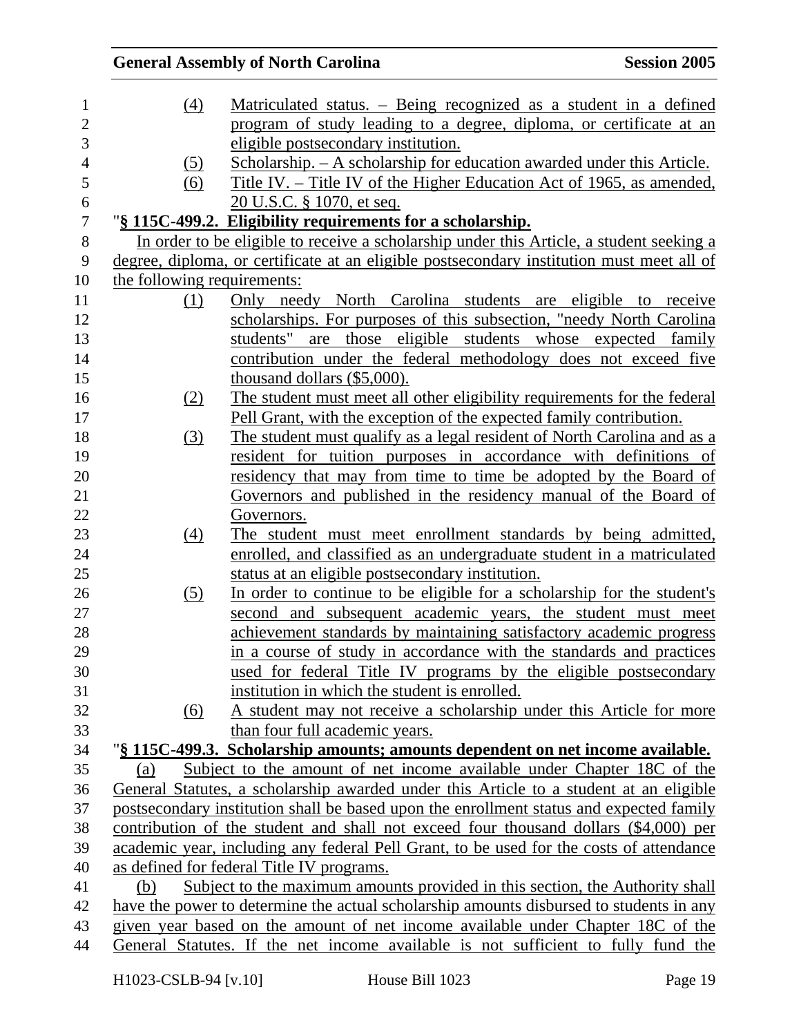(4) Matriculated status. – Being recognized as a student in a defined program of study leading to a degree, diploma, or certificate at an eligible postsecondary institution.

(5) Scholarship. – A scholarship for education awarded under this Article.

(6) Title IV. – Title IV of the Higher Education Act of 1965, as amended, 20 U.S.C. § 1070, et seq.

"**§ 115C-499.2. Eligibility requirements for a scholarship.**

In order to be eligible to receive a scholarship under this Article, a student seeking a degree, diploma, or certificate at an eligible postsecondary institution must meet all of the following requirements:

(1) Only needy North Carolina students are eligible to receive scholarships. For purposes of this subsection, "needy North Carolina students" are those eligible students whose expected family contribution under the federal methodology does not exceed five thousand dollars ($5,000).

(2) The student must meet all other eligibility requirements for the federal Pell Grant, with the exception of the expected family contribution.

(3) The student must qualify as a legal resident of North Carolina and as a resident for tuition purposes in accordance with definitions of residency that may from time to time be adopted by the Board of Governors and published in the residency manual of the Board of Governors.

(4) The student must meet enrollment standards by being admitted, enrolled, and classified as an undergraduate student in a matriculated status at an eligible postsecondary institution.

(5) In order to continue to be eligible for a scholarship for the student's second and subsequent academic years, the student must meet achievement standards by maintaining satisfactory academic progress in a course of study in accordance with the standards and practices used for federal Title IV programs by the eligible postsecondary institution in which the student is enrolled.

(6) A student may not receive a scholarship under this Article for more than four full academic years.

"**§ 115C-499.3. Scholarship amounts; amounts dependent on net income available.**

(a) Subject to the amount of net income available under Chapter 18C of the General Statutes, a scholarship awarded under this Article to a student at an eligible postsecondary institution shall be based upon the enrollment status and expected family contribution of the student and shall not exceed four thousand dollars ($4,000) per academic year, including any federal Pell Grant, to be used for the costs of attendance as defined for federal Title IV programs.

(b) Subject to the maximum amounts provided in this section, the Authority shall have the power to determine the actual scholarship amounts disbursed to students in any given year based on the amount of net income available under Chapter 18C of the General Statutes. If the net income available is not sufficient to fully fund the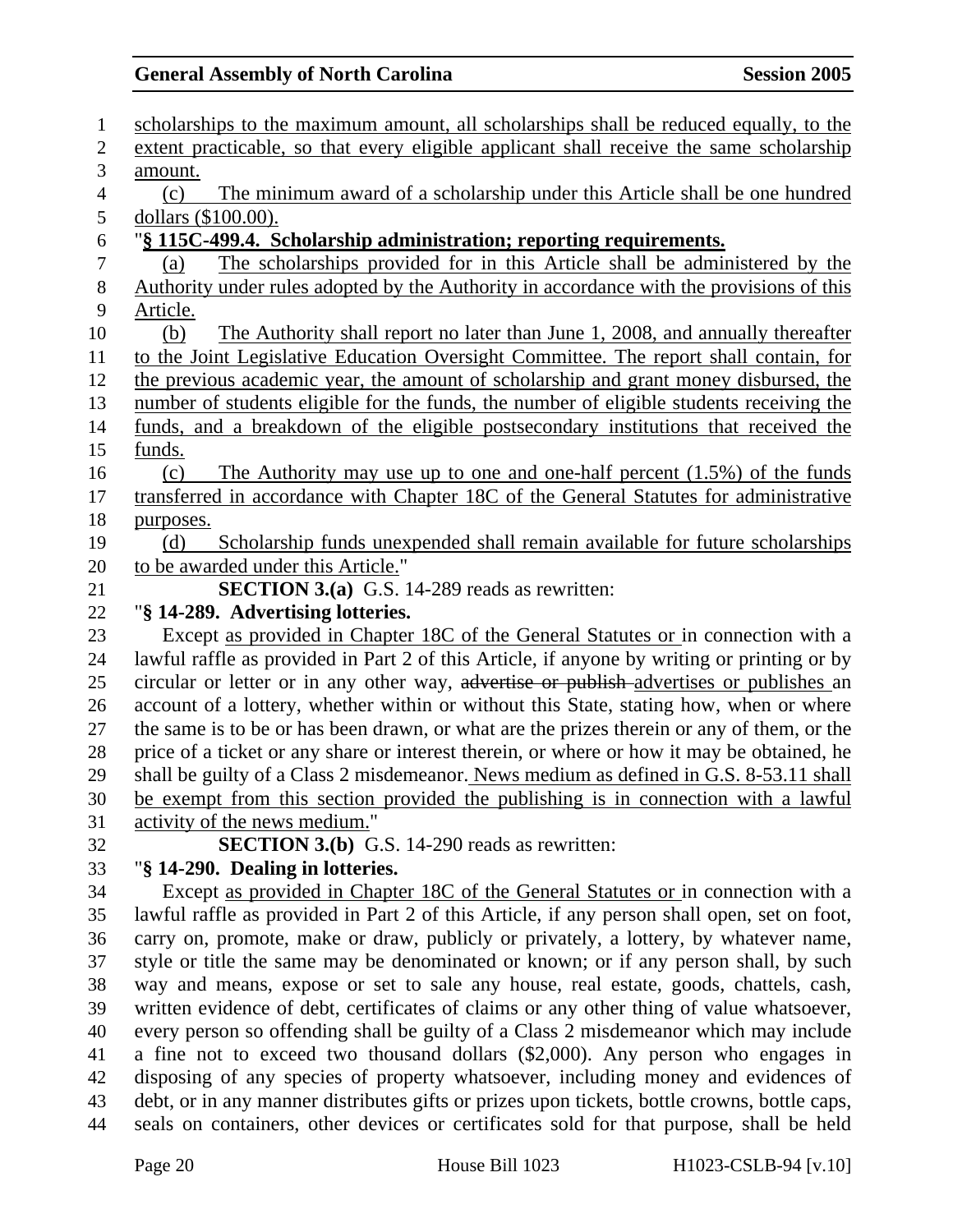scholarships to the maximum amount, all scholarships shall be reduced equally, to the extent practicable, so that every eligible applicant shall receive the same scholarship amount.

(c) The minimum award of a scholarship under this Article shall be one hundred dollars ($100.00).

"**§ 115C-499.4. Scholarship administration; reporting requirements.**

(a) The scholarships provided for in this Article shall be administered by the Authority under rules adopted by the Authority in accordance with the provisions of this Article.

(b) The Authority shall report no later than June 1, 2008, and annually thereafter to the Joint Legislative Education Oversight Committee. The report shall contain, for the previous academic year, the amount of scholarship and grant money disbursed, the number of students eligible for the funds, the number of eligible students receiving the funds, and a breakdown of the eligible postsecondary institutions that received the funds.

(c) The Authority may use up to one and one-half percent (1.5%) of the funds transferred in accordance with Chapter 18C of the General Statutes for administrative purposes.

(d) Scholarship funds unexpended shall remain available for future scholarships to be awarded under this Article."

**SECTION 3.(a)** G.S. 14-289 reads as rewritten:

"**§ 14-289. Advertising lotteries.**

Except as provided in Chapter 18C of the General Statutes or in connection with a lawful raffle as provided in Part 2 of this Article, if anyone by writing or printing or by circular or letter or in any other way, ~~advertise or publish~~ advertises or publishes an account of a lottery, whether within or without this State, stating how, when or where the same is to be or has been drawn, or what are the prizes therein or any of them, or the price of a ticket or any share or interest therein, or where or how it may be obtained, he shall be guilty of a Class 2 misdemeanor. News medium as defined in G.S. 8-53.11 shall be exempt from this section provided the publishing is in connection with a lawful activity of the news medium."

**SECTION 3.(b)** G.S. 14-290 reads as rewritten:

"**§ 14-290. Dealing in lotteries.**

Except as provided in Chapter 18C of the General Statutes or in connection with a lawful raffle as provided in Part 2 of this Article, if any person shall open, set on foot, carry on, promote, make or draw, publicly or privately, a lottery, by whatever name, style or title the same may be denominated or known; or if any person shall, by such way and means, expose or set to sale any house, real estate, goods, chattels, cash, written evidence of debt, certificates of claims or any other thing of value whatsoever, every person so offending shall be guilty of a Class 2 misdemeanor which may include a fine not to exceed two thousand dollars ($2,000). Any person who engages in disposing of any species of property whatsoever, including money and evidences of debt, or in any manner distributes gifts or prizes upon tickets, bottle crowns, bottle caps, seals on containers, other devices or certificates sold for that purpose, shall be held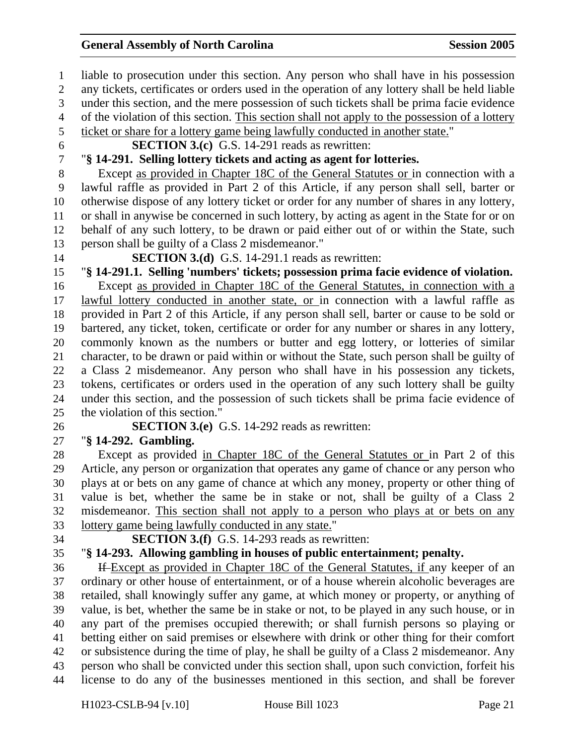liable to prosecution under this section. Any person who shall have in his possession any tickets, certificates or orders used in the operation of any lottery shall be held liable under this section, and the mere possession of such tickets shall be prima facie evidence of the violation of this section. <u>This section shall not apply to the possession of a lottery ticket or share for a lottery game being lawfully conducted in another state.</u>"

**SECTION 3.(c)** G.S. 14-291 reads as rewritten:

"**§ 14-291. Selling lottery tickets and acting as agent for lotteries.**

Except <u>as provided in Chapter 18C of the General Statutes or</u> in connection with a lawful raffle as provided in Part 2 of this Article, if any person shall sell, barter or otherwise dispose of any lottery ticket or order for any number of shares in any lottery, or shall in anywise be concerned in such lottery, by acting as agent in the State for or on behalf of any such lottery, to be drawn or paid either out of or within the State, such person shall be guilty of a Class 2 misdemeanor."

**SECTION 3.(d)** G.S. 14-291.1 reads as rewritten:

"**§ 14-291.1. Selling 'numbers' tickets; possession prima facie evidence of violation.**

Except <u>as provided in Chapter 18C of the General Statutes, in connection with a lawful lottery conducted in another state, or</u> in connection with a lawful raffle as provided in Part 2 of this Article, if any person shall sell, barter or cause to be sold or bartered, any ticket, token, certificate or order for any number or shares in any lottery, commonly known as the numbers or butter and egg lottery, or lotteries of similar character, to be drawn or paid within or without the State, such person shall be guilty of a Class 2 misdemeanor. Any person who shall have in his possession any tickets, tokens, certificates or orders used in the operation of any such lottery shall be guilty under this section, and the possession of such tickets shall be prima facie evidence of the violation of this section."

**SECTION 3.(e)** G.S. 14-292 reads as rewritten:

"**§ 14-292. Gambling.**

Except as provided <u>in Chapter 18C of the General Statutes or</u> in Part 2 of this Article, any person or organization that operates any game of chance or any person who plays at or bets on any game of chance at which any money, property or other thing of value is bet, whether the same be in stake or not, shall be guilty of a Class 2 misdemeanor. <u>This section shall not apply to a person who plays at or bets on any lottery game being lawfully conducted in any state.</u>"

**SECTION 3.(f)** G.S. 14-293 reads as rewritten:

"**§ 14-293. Allowing gambling in houses of public entertainment; penalty.**

~~If~~ <u>Except as provided in Chapter 18C of the General Statutes, if</u> any keeper of an ordinary or other house of entertainment, or of a house wherein alcoholic beverages are retailed, shall knowingly suffer any game, at which money or property, or anything of value, is bet, whether the same be in stake or not, to be played in any such house, or in any part of the premises occupied therewith; or shall furnish persons so playing or betting either on said premises or elsewhere with drink or other thing for their comfort or subsistence during the time of play, he shall be guilty of a Class 2 misdemeanor. Any person who shall be convicted under this section shall, upon such conviction, forfeit his license to do any of the businesses mentioned in this section, and shall be forever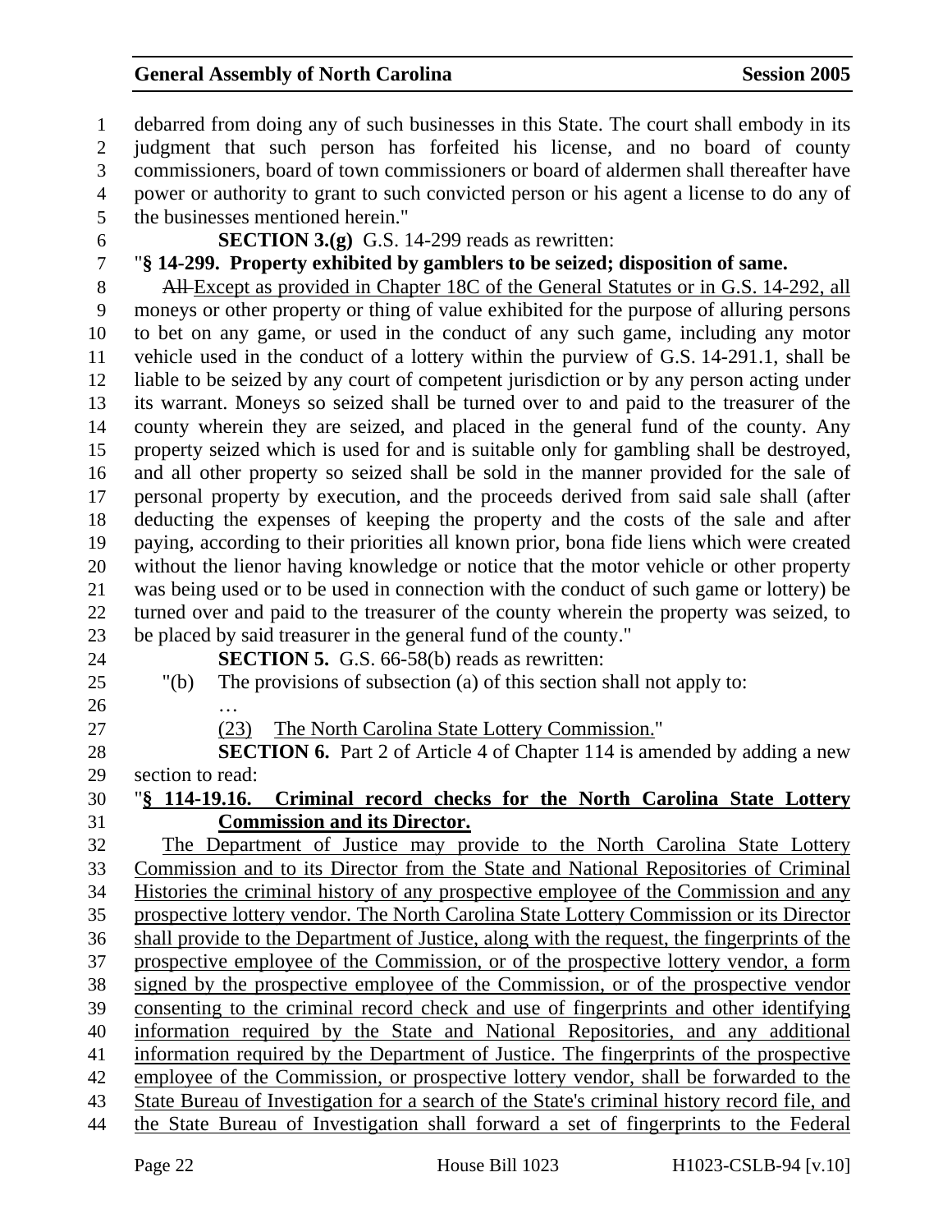debarred from doing any of such businesses in this State. The court shall embody in its judgment that such person has forfeited his license, and no board of county commissioners, board of town commissioners or board of aldermen shall thereafter have power or authority to grant to such convicted person or his agent a license to do any of the businesses mentioned herein."

**SECTION 3.(g)** G.S. 14-299 reads as rewritten:

"**§ 14-299. Property exhibited by gamblers to be seized; disposition of same.**

~~All~~ Except as provided in Chapter 18C of the General Statutes or in G.S. 14-292, all moneys or other property or thing of value exhibited for the purpose of alluring persons to bet on any game, or used in the conduct of any such game, including any motor vehicle used in the conduct of a lottery within the purview of G.S. 14-291.1, shall be liable to be seized by any court of competent jurisdiction or by any person acting under its warrant. Moneys so seized shall be turned over to and paid to the treasurer of the county wherein they are seized, and placed in the general fund of the county. Any property seized which is used for and is suitable only for gambling shall be destroyed, and all other property so seized shall be sold in the manner provided for the sale of personal property by execution, and the proceeds derived from said sale shall (after deducting the expenses of keeping the property and the costs of the sale and after paying, according to their priorities all known prior, bona fide liens which were created without the lienor having knowledge or notice that the motor vehicle or other property was being used or to be used in connection with the conduct of such game or lottery) be turned over and paid to the treasurer of the county wherein the property was seized, to be placed by said treasurer in the general fund of the county."

**SECTION 5.** G.S. 66-58(b) reads as rewritten:

"(b) The provisions of subsection (a) of this section shall not apply to:

…

(23) The North Carolina State Lottery Commission."

**SECTION 6.** Part 2 of Article 4 of Chapter 114 is amended by adding a new section to read:

"**§ 114-19.16. Criminal record checks for the North Carolina State Lottery Commission and its Director.**

The Department of Justice may provide to the North Carolina State Lottery Commission and to its Director from the State and National Repositories of Criminal Histories the criminal history of any prospective employee of the Commission and any prospective lottery vendor. The North Carolina State Lottery Commission or its Director shall provide to the Department of Justice, along with the request, the fingerprints of the prospective employee of the Commission, or of the prospective lottery vendor, a form signed by the prospective employee of the Commission, or of the prospective vendor consenting to the criminal record check and use of fingerprints and other identifying information required by the State and National Repositories, and any additional information required by the Department of Justice. The fingerprints of the prospective employee of the Commission, or prospective lottery vendor, shall be forwarded to the State Bureau of Investigation for a search of the State's criminal history record file, and the State Bureau of Investigation shall forward a set of fingerprints to the Federal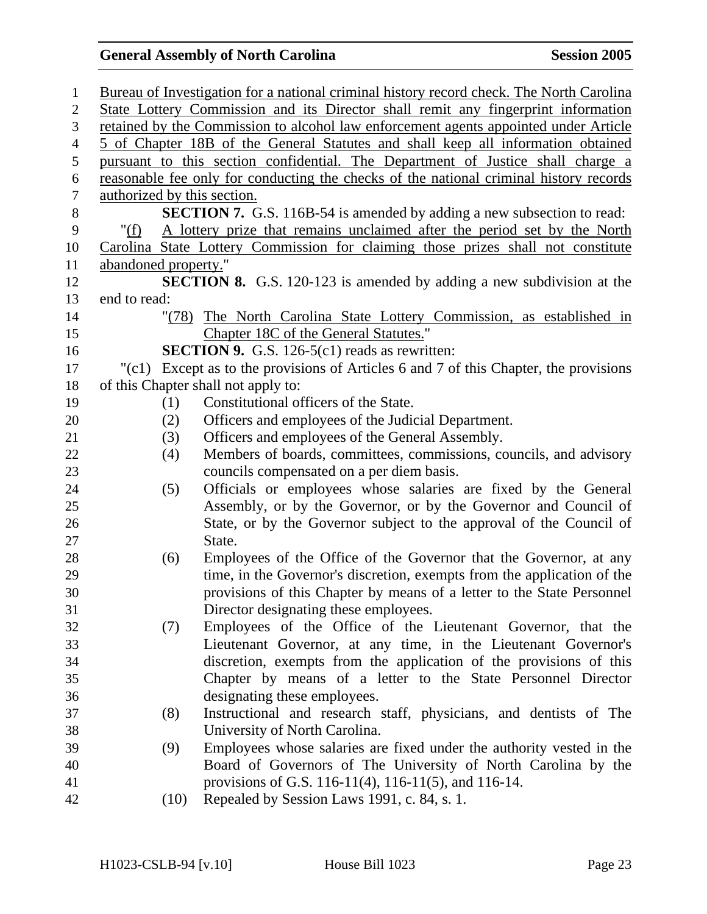Bureau of Investigation for a national criminal history record check. The North Carolina State Lottery Commission and its Director shall remit any fingerprint information retained by the Commission to alcohol law enforcement agents appointed under Article 5 of Chapter 18B of the General Statutes and shall keep all information obtained pursuant to this section confidential. The Department of Justice shall charge a reasonable fee only for conducting the checks of the national criminal history records authorized by this section.

**SECTION 7.** G.S. 116B-54 is amended by adding a new subsection to read:

"(f) A lottery prize that remains unclaimed after the period set by the North Carolina State Lottery Commission for claiming those prizes shall not constitute abandoned property."

**SECTION 8.** G.S. 120-123 is amended by adding a new subdivision at the end to read:

"(78) The North Carolina State Lottery Commission, as established in Chapter 18C of the General Statutes."

**SECTION 9.** G.S. 126-5(c1) reads as rewritten:

"(c1) Except as to the provisions of Articles 6 and 7 of this Chapter, the provisions of this Chapter shall not apply to:

(1) Constitutional officers of the State.

(2) Officers and employees of the Judicial Department.

(3) Officers and employees of the General Assembly.

(4) Members of boards, committees, commissions, councils, and advisory councils compensated on a per diem basis.

(5) Officials or employees whose salaries are fixed by the General Assembly, or by the Governor, or by the Governor and Council of State, or by the Governor subject to the approval of the Council of State.

(6) Employees of the Office of the Governor that the Governor, at any time, in the Governor's discretion, exempts from the application of the provisions of this Chapter by means of a letter to the State Personnel Director designating these employees.

(7) Employees of the Office of the Lieutenant Governor, that the Lieutenant Governor, at any time, in the Lieutenant Governor's discretion, exempts from the application of the provisions of this Chapter by means of a letter to the State Personnel Director designating these employees.

(8) Instructional and research staff, physicians, and dentists of The University of North Carolina.

(9) Employees whose salaries are fixed under the authority vested in the Board of Governors of The University of North Carolina by the provisions of G.S. 116-11(4), 116-11(5), and 116-14.

(10) Repealed by Session Laws 1991, c. 84, s. 1.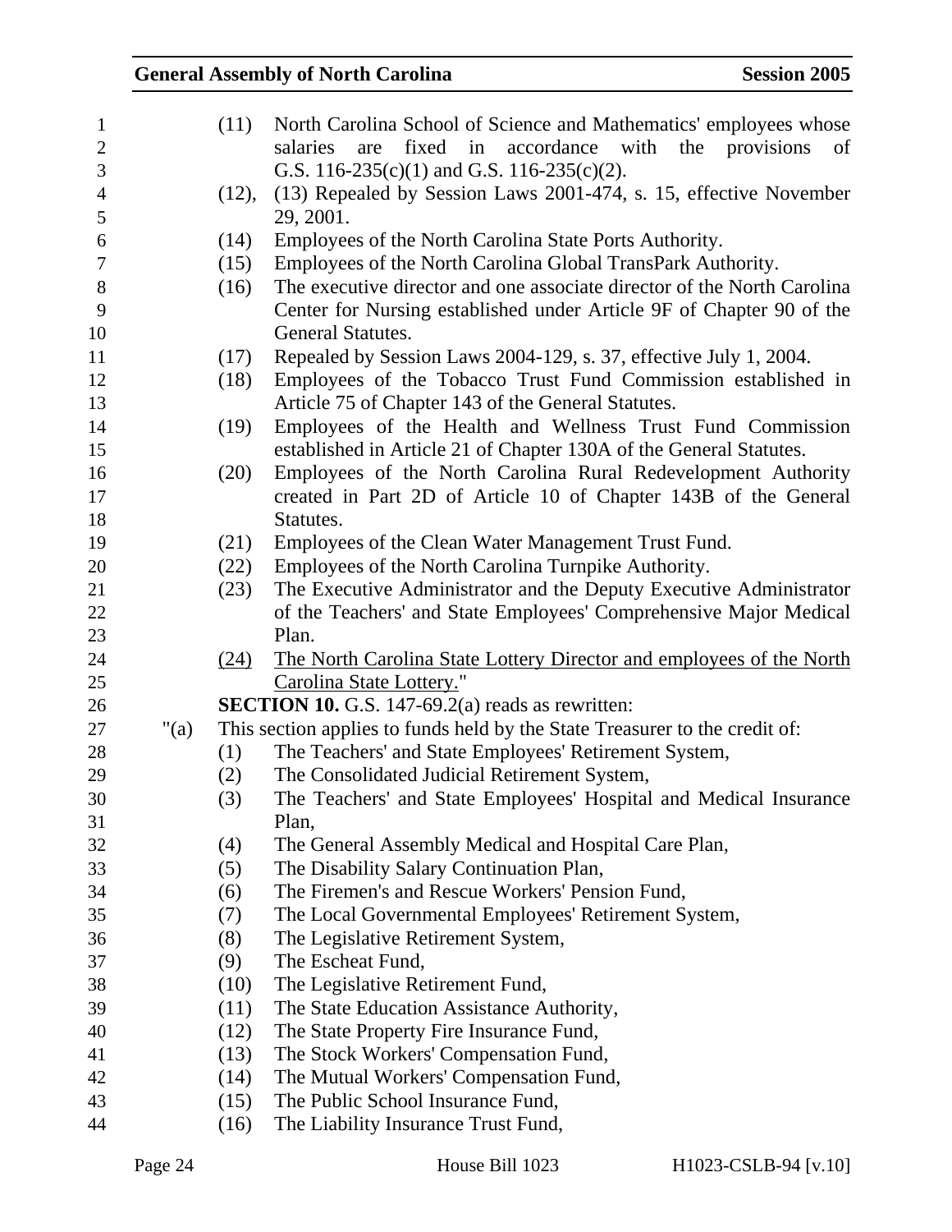(11) North Carolina School of Science and Mathematics' employees whose salaries are fixed in accordance with the provisions of G.S. 116-235(c)(1) and G.S. 116-235(c)(2).

(12), (13) Repealed by Session Laws 2001-474, s. 15, effective November 29, 2001.

(14) Employees of the North Carolina State Ports Authority.

(15) Employees of the North Carolina Global TransPark Authority.

(16) The executive director and one associate director of the North Carolina Center for Nursing established under Article 9F of Chapter 90 of the General Statutes.

(17) Repealed by Session Laws 2004-129, s. 37, effective July 1, 2004.

(18) Employees of the Tobacco Trust Fund Commission established in Article 75 of Chapter 143 of the General Statutes.

(19) Employees of the Health and Wellness Trust Fund Commission established in Article 21 of Chapter 130A of the General Statutes.

(20) Employees of the North Carolina Rural Redevelopment Authority created in Part 2D of Article 10 of Chapter 143B of the General Statutes.

(21) Employees of the Clean Water Management Trust Fund.

(22) Employees of the North Carolina Turnpike Authority.

(23) The Executive Administrator and the Deputy Executive Administrator of the Teachers' and State Employees' Comprehensive Major Medical Plan.

<u>(24)</u> <u>The North Carolina State Lottery Director and employees of the North Carolina State Lottery.</u>"

**SECTION 10.** G.S. 147-69.2(a) reads as rewritten:

"(a) This section applies to funds held by the State Treasurer to the credit of:

(1) The Teachers' and State Employees' Retirement System,

(2) The Consolidated Judicial Retirement System,

(3) The Teachers' and State Employees' Hospital and Medical Insurance Plan,

(4) The General Assembly Medical and Hospital Care Plan,

(5) The Disability Salary Continuation Plan,

(6) The Firemen's and Rescue Workers' Pension Fund,

(7) The Local Governmental Employees' Retirement System,

(8) The Legislative Retirement System,

(9) The Escheat Fund,

(10) The Legislative Retirement Fund,

(11) The State Education Assistance Authority,

(12) The State Property Fire Insurance Fund,

(13) The Stock Workers' Compensation Fund,

(14) The Mutual Workers' Compensation Fund,

(15) The Public School Insurance Fund,

(16) The Liability Insurance Trust Fund,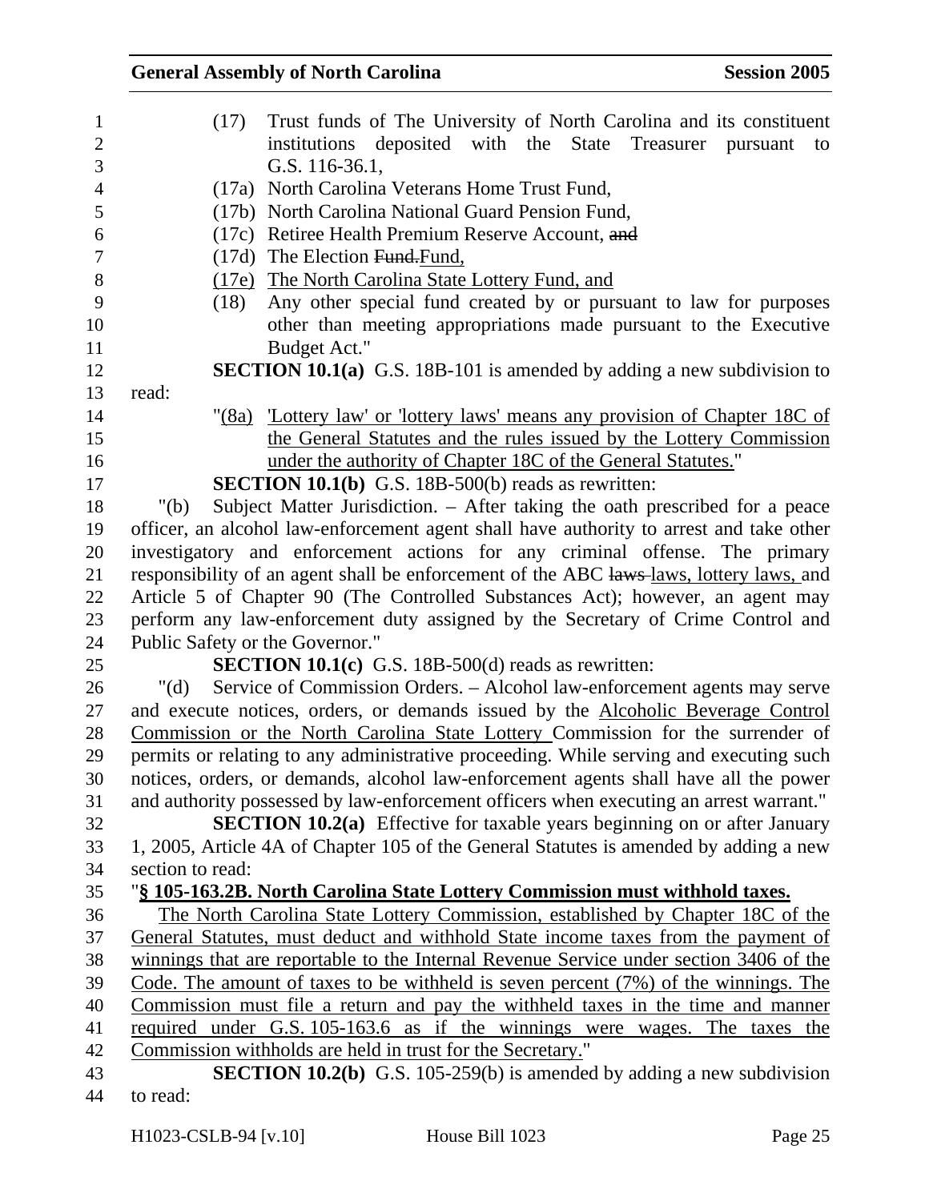(17) Trust funds of The University of North Carolina and its constituent institutions deposited with the State Treasurer pursuant to G.S. 116-36.1,

(17a) North Carolina Veterans Home Trust Fund,

(17b) North Carolina National Guard Pension Fund,

(17c) Retiree Health Premium Reserve Account, ~~and~~

(17d) The Election ~~Fund.~~Fund,

(17e) The North Carolina State Lottery Fund, and

(18) Any other special fund created by or pursuant to law for purposes other than meeting appropriations made pursuant to the Executive Budget Act."

**SECTION 10.1(a)** G.S. 18B-101 is amended by adding a new subdivision to read:

"(8a) 'Lottery law' or 'lottery laws' means any provision of Chapter 18C of the General Statutes and the rules issued by the Lottery Commission under the authority of Chapter 18C of the General Statutes."

**SECTION 10.1(b)** G.S. 18B-500(b) reads as rewritten:

"(b) Subject Matter Jurisdiction. – After taking the oath prescribed for a peace officer, an alcohol law-enforcement agent shall have authority to arrest and take other investigatory and enforcement actions for any criminal offense. The primary responsibility of an agent shall be enforcement of the ABC ~~laws~~ laws, lottery laws, and Article 5 of Chapter 90 (The Controlled Substances Act); however, an agent may perform any law-enforcement duty assigned by the Secretary of Crime Control and Public Safety or the Governor."

**SECTION 10.1(c)** G.S. 18B-500(d) reads as rewritten:

"(d) Service of Commission Orders. – Alcohol law-enforcement agents may serve and execute notices, orders, or demands issued by the Alcoholic Beverage Control Commission or the North Carolina State Lottery Commission for the surrender of permits or relating to any administrative proceeding. While serving and executing such notices, orders, or demands, alcohol law-enforcement agents shall have all the power and authority possessed by law-enforcement officers when executing an arrest warrant."

**SECTION 10.2(a)** Effective for taxable years beginning on or after January 1, 2005, Article 4A of Chapter 105 of the General Statutes is amended by adding a new section to read:

"**§ 105-163.2B. North Carolina State Lottery Commission must withhold taxes.**

The North Carolina State Lottery Commission, established by Chapter 18C of the General Statutes, must deduct and withhold State income taxes from the payment of winnings that are reportable to the Internal Revenue Service under section 3406 of the Code. The amount of taxes to be withheld is seven percent (7%) of the winnings. The Commission must file a return and pay the withheld taxes in the time and manner required under G.S. 105-163.6 as if the winnings were wages. The taxes the Commission withholds are held in trust for the Secretary."

**SECTION 10.2(b)** G.S. 105-259(b) is amended by adding a new subdivision to read: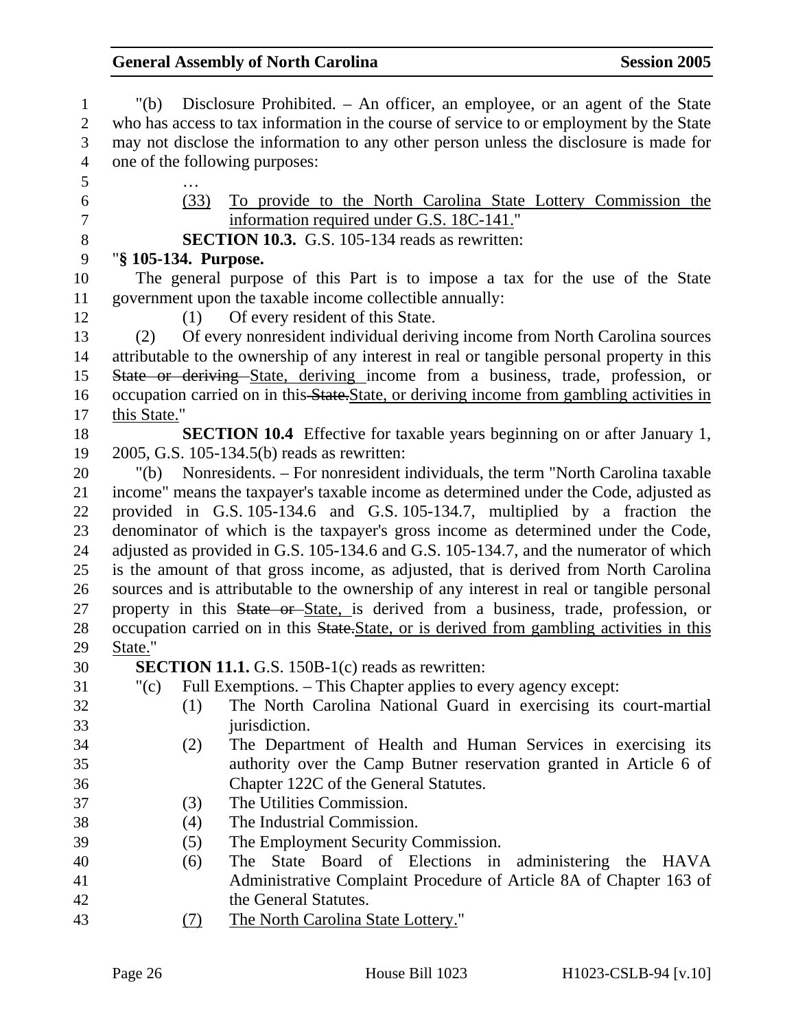"(b) Disclosure Prohibited. – An officer, an employee, or an agent of the State who has access to tax information in the course of service to or employment by the State may not disclose the information to any other person unless the disclosure is made for one of the following purposes:

…

(33) <u>To provide to the North Carolina State Lottery Commission the information required under G.S. 18C-141.</u>"

**SECTION 10.3.** G.S. 105-134 reads as rewritten:

"**§ 105-134. Purpose.**

The general purpose of this Part is to impose a tax for the use of the State government upon the taxable income collectible annually:

(1) Of every resident of this State.

(2) Of every nonresident individual deriving income from North Carolina sources attributable to the ownership of any interest in real or tangible personal property in this ~~State or deriving~~ <u>State, deriving</u> income from a business, trade, profession, or occupation carried on in this ~~State.~~<u>State, or deriving income from gambling activities in this State.</u>"

**SECTION 10.4** Effective for taxable years beginning on or after January 1, 2005, G.S. 105-134.5(b) reads as rewritten:

"(b) Nonresidents. – For nonresident individuals, the term "North Carolina taxable income" means the taxpayer's taxable income as determined under the Code, adjusted as provided in G.S. 105-134.6 and G.S. 105-134.7, multiplied by a fraction the denominator of which is the taxpayer's gross income as determined under the Code, adjusted as provided in G.S. 105-134.6 and G.S. 105-134.7, and the numerator of which is the amount of that gross income, as adjusted, that is derived from North Carolina sources and is attributable to the ownership of any interest in real or tangible personal property in this ~~State or~~ <u>State,</u> is derived from a business, trade, profession, or occupation carried on in this ~~State.~~<u>State, or is derived from gambling activities in this State.</u>"

**SECTION 11.1.** G.S. 150B-1(c) reads as rewritten:

"(c) Full Exemptions. – This Chapter applies to every agency except:

(1) The North Carolina National Guard in exercising its court-martial jurisdiction.

(2) The Department of Health and Human Services in exercising its authority over the Camp Butner reservation granted in Article 6 of Chapter 122C of the General Statutes.

(3) The Utilities Commission.

(4) The Industrial Commission.

(5) The Employment Security Commission.

(6) The State Board of Elections in administering the HAVA Administrative Complaint Procedure of Article 8A of Chapter 163 of the General Statutes.

<u>(7)</u> <u>The North Carolina State Lottery.</u>"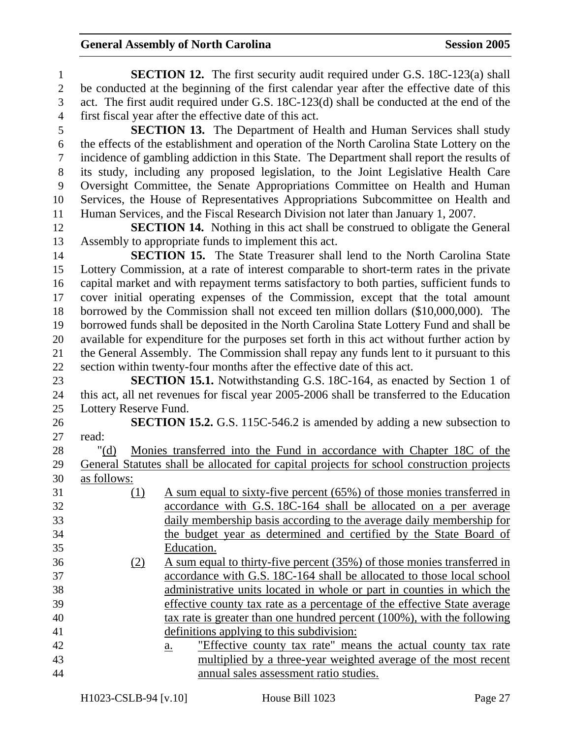**SECTION 12.** The first security audit required under G.S. 18C-123(a) shall be conducted at the beginning of the first calendar year after the effective date of this act. The first audit required under G.S. 18C-123(d) shall be conducted at the end of the first fiscal year after the effective date of this act.

**SECTION 13.** The Department of Health and Human Services shall study the effects of the establishment and operation of the North Carolina State Lottery on the incidence of gambling addiction in this State. The Department shall report the results of its study, including any proposed legislation, to the Joint Legislative Health Care Oversight Committee, the Senate Appropriations Committee on Health and Human Services, the House of Representatives Appropriations Subcommittee on Health and Human Services, and the Fiscal Research Division not later than January 1, 2007.

**SECTION 14.** Nothing in this act shall be construed to obligate the General Assembly to appropriate funds to implement this act.

**SECTION 15.** The State Treasurer shall lend to the North Carolina State Lottery Commission, at a rate of interest comparable to short-term rates in the private capital market and with repayment terms satisfactory to both parties, sufficient funds to cover initial operating expenses of the Commission, except that the total amount borrowed by the Commission shall not exceed ten million dollars ($10,000,000). The borrowed funds shall be deposited in the North Carolina State Lottery Fund and shall be available for expenditure for the purposes set forth in this act without further action by the General Assembly. The Commission shall repay any funds lent to it pursuant to this section within twenty-four months after the effective date of this act.

**SECTION 15.1.** Notwithstanding G.S. 18C-164, as enacted by Section 1 of this act, all net revenues for fiscal year 2005-2006 shall be transferred to the Education Lottery Reserve Fund.

**SECTION 15.2.** G.S. 115C-546.2 is amended by adding a new subsection to read:

"(d) Monies transferred into the Fund in accordance with Chapter 18C of the General Statutes shall be allocated for capital projects for school construction projects as follows:

(1) A sum equal to sixty-five percent (65%) of those monies transferred in accordance with G.S. 18C-164 shall be allocated on a per average daily membership basis according to the average daily membership for the budget year as determined and certified by the State Board of Education.

(2) A sum equal to thirty-five percent (35%) of those monies transferred in accordance with G.S. 18C-164 shall be allocated to those local school administrative units located in whole or part in counties in which the effective county tax rate as a percentage of the effective State average tax rate is greater than one hundred percent (100%), with the following definitions applying to this subdivision:

a. "Effective county tax rate" means the actual county tax rate multiplied by a three-year weighted average of the most recent annual sales assessment ratio studies.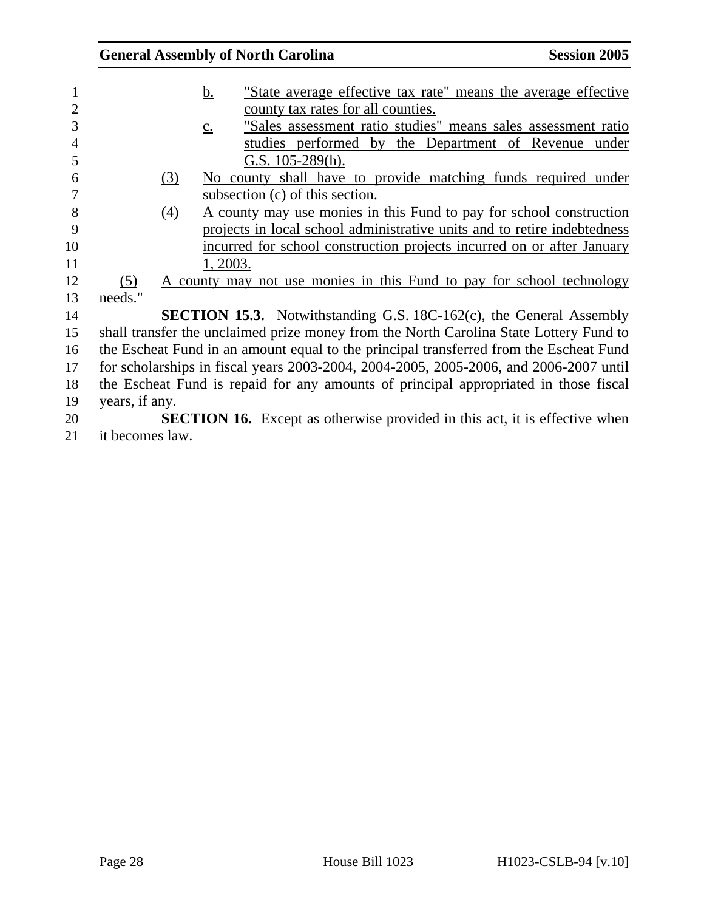b. "State average effective tax rate" means the average effective county tax rates for all counties.

c. "Sales assessment ratio studies" means sales assessment ratio studies performed by the Department of Revenue under G.S. 105-289(h).

(3) No county shall have to provide matching funds required under subsection (c) of this section.

(4) A county may use monies in this Fund to pay for school construction projects in local school administrative units and to retire indebtedness incurred for school construction projects incurred on or after January 1, 2003.

(5) A county may not use monies in this Fund to pay for school technology needs."

**SECTION 15.3.** Notwithstanding G.S. 18C-162(c), the General Assembly shall transfer the unclaimed prize money from the North Carolina State Lottery Fund to the Escheat Fund in an amount equal to the principal transferred from the Escheat Fund for scholarships in fiscal years 2003-2004, 2004-2005, 2005-2006, and 2006-2007 until the Escheat Fund is repaid for any amounts of principal appropriated in those fiscal years, if any.

**SECTION 16.** Except as otherwise provided in this act, it is effective when it becomes law.